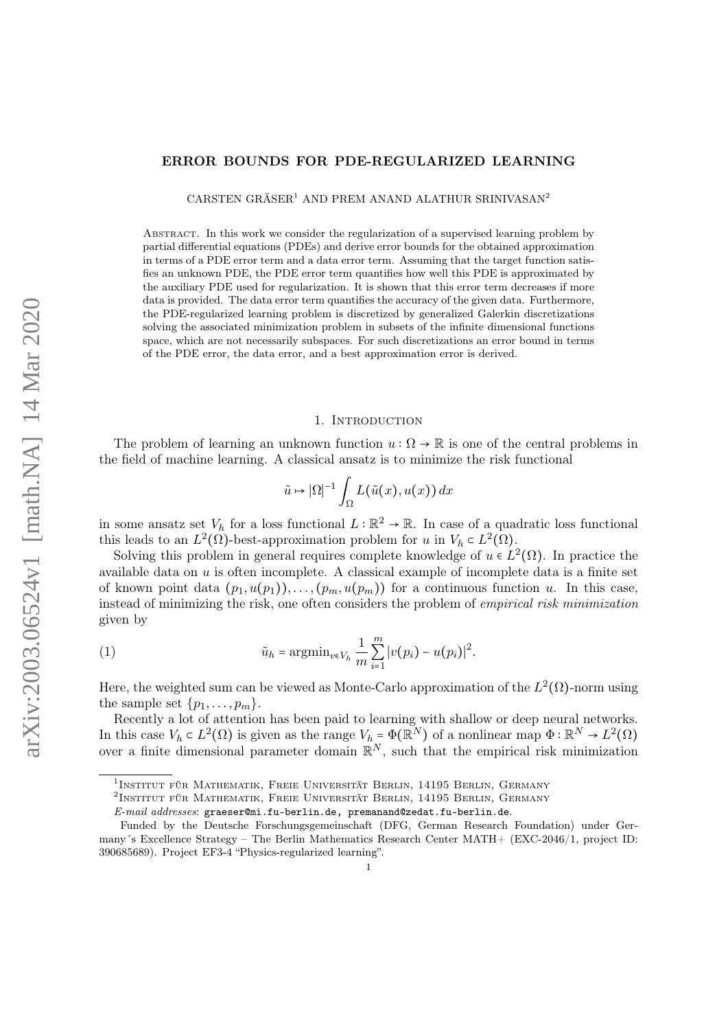# ERROR BOUNDS FOR PDE-REGULARIZED LEARNING

CARSTEN GRÄSER[1] AND PREM ANAND ALATHUR SRINIVASAN[2]

Abstract. In this work we consider the regularization of a supervised learning problem by partial differential equations (PDEs) and derive error bounds for the obtained approximation in terms of a PDE error term and a data error term. Assuming that the target function satisfies an unknown PDE, the PDE error term quantifies how well this PDE is approximated by the auxiliary PDE used for regularization. It is shown that this error term decreases if more data is provided. The data error term quantifies the accuracy of the given data. Furthermore, the PDE-regularized learning problem is discretized by generalized Galerkin discretizations solving the associated minimization problem in subsets of the infinite dimensional functions space, which are not necessarily subspaces. For such discretizations an error bound in terms of the PDE error, the data error, and a best approximation error is derived.

## 1. Introduction

The problem of learning an unknown function $u : \Omega \to \mathbb{R}$ is one of the central problems in the field of machine learning. A classical ansatz is to minimize the risk functional

$$\tilde{u} \mapsto |\Omega|^{-1} \int_\Omega L(\tilde{u}(x), u(x))\, dx$$

in some ansatz set $V_h$ for a loss functional $L : \mathbb{R}^2 \to \mathbb{R}$. In case of a quadratic loss functional this leads to an $L^2(\Omega)$-best-approximation problem for $u$ in $V_h \subset L^2(\Omega)$.

Solving this problem in general requires complete knowledge of $u \in L^2(\Omega)$. In practice the available data on $u$ is often incomplete. A classical example of incomplete data is a finite set of known point data $(p_1, u(p_1)), \dots, (p_m, u(p_m))$ for a continuous function $u$. In this case, instead of minimizing the risk, one often considers the problem of *empirical risk minimization* given by

$$\tilde{u}_h = \operatorname{argmin}_{v \in V_h} \frac{1}{m} \sum_{i=1}^{m} |v(p_i) - u(p_i)|^2. \tag{1}$$

Here, the weighted sum can be viewed as Monte-Carlo approximation of the $L^2(\Omega)$-norm using the sample set $\{p_1, \dots, p_m\}$.

Recently a lot of attention has been paid to learning with shallow or deep neural networks. In this case $V_h \subset L^2(\Omega)$ is given as the range $V_h = \Phi(\mathbb{R}^N)$ of a nonlinear map $\Phi : \mathbb{R}^N \to L^2(\Omega)$ over a finite dimensional parameter domain $\mathbb{R}^N$, such that the empirical risk minimization

---

[1] Institut für Mathematik, Freie Universität Berlin, 14195 Berlin, Germany

[2] Institut für Mathematik, Freie Universität Berlin, 14195 Berlin, Germany

*E-mail addresses*: graeser@mi.fu-berlin.de, premanand@zedat.fu-berlin.de.

Funded by the Deutsche Forschungsgemeinschaft (DFG, German Research Foundation) under Germany´s Excellence Strategy – The Berlin Mathematics Research Center MATH+ (EXC-2046/1, project ID: 390685689). Project EF3-4 "Physics-regularized learning".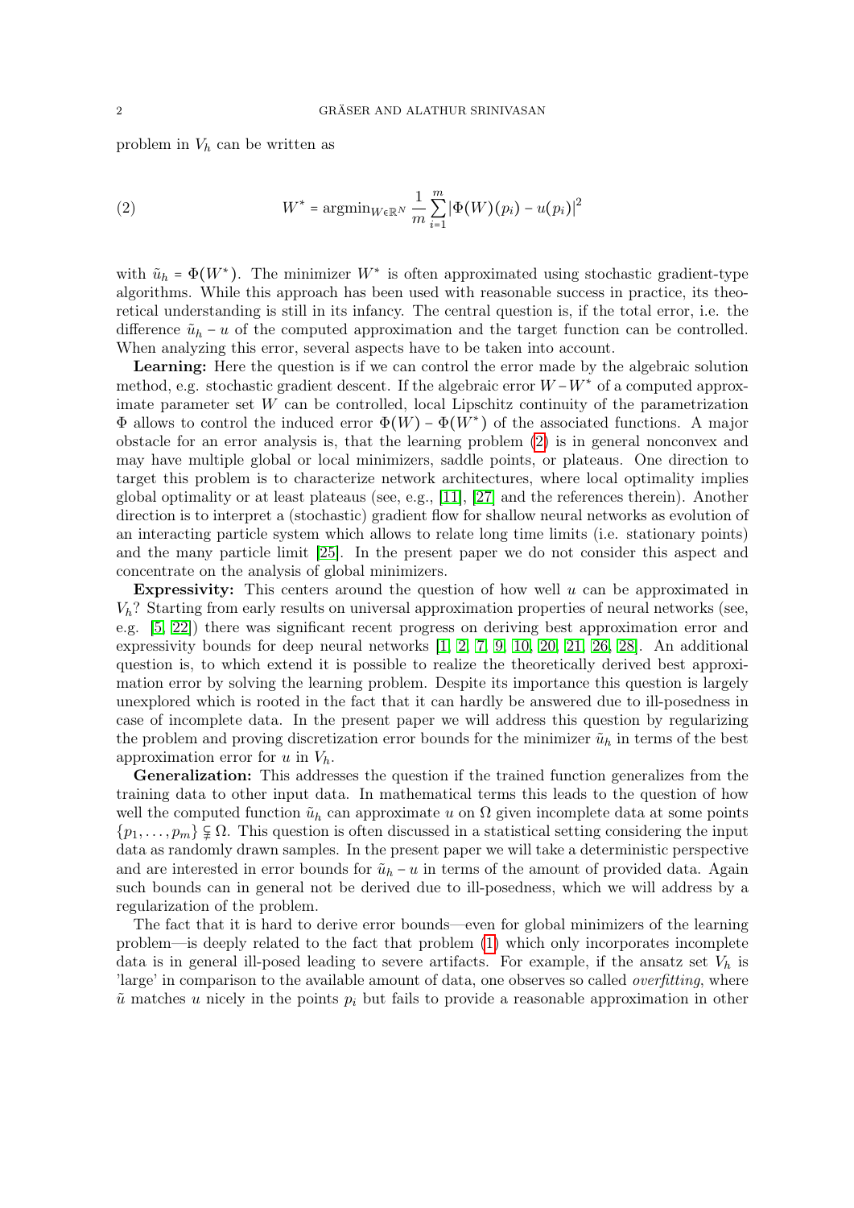problem in $V_h$ can be written as

$$W^* = \operatorname{argmin}_{W \in \mathbb{R}^N} \frac{1}{m} \sum_{i=1}^{m} |\Phi(W)(p_i) - u(p_i)|^2 \tag{2}$$

with $\tilde{u}_h = \Phi(W^*)$. The minimizer $W^*$ is often approximated using stochastic gradient-type algorithms. While this approach has been used with reasonable success in practice, its theoretical understanding is still in its infancy. The central question is, if the total error, i.e. the difference $\tilde{u}_h - u$ of the computed approximation and the target function can be controlled. When analyzing this error, several aspects have to be taken into account.

**Learning:** Here the question is if we can control the error made by the algebraic solution method, e.g. stochastic gradient descent. If the algebraic error $W - W^*$ of a computed approximate parameter set $W$ can be controlled, local Lipschitz continuity of the parametrization $\Phi$ allows to control the induced error $\Phi(W) - \Phi(W^*)$ of the associated functions. A major obstacle for an error analysis is, that the learning problem (2) is in general nonconvex and may have multiple global or local minimizers, saddle points, or plateaus. One direction to target this problem is to characterize network architectures, where local optimality implies global optimality or at least plateaus (see, e.g., [11], [27] and the references therein). Another direction is to interpret a (stochastic) gradient flow for shallow neural networks as evolution of an interacting particle system which allows to relate long time limits (i.e. stationary points) and the many particle limit [25]. In the present paper we do not consider this aspect and concentrate on the analysis of global minimizers.

**Expressivity:** This centers around the question of how well $u$ can be approximated in $V_h$? Starting from early results on universal approximation properties of neural networks (see, e.g. [5, 22]) there was significant recent progress on deriving best approximation error and expressivity bounds for deep neural networks [1, 2, 7, 9, 10, 20, 21, 26, 28]. An additional question is, to which extend it is possible to realize the theoretically derived best approximation error by solving the learning problem. Despite its importance this question is largely unexplored which is rooted in the fact that it can hardly be answered due to ill-posedness in case of incomplete data. In the present paper we will address this question by regularizing the problem and proving discretization error bounds for the minimizer $\tilde{u}_h$ in terms of the best approximation error for $u$ in $V_h$.

**Generalization:** This addresses the question if the trained function generalizes from the training data to other input data. In mathematical terms this leads to the question of how well the computed function $\tilde{u}_h$ can approximate $u$ on $\Omega$ given incomplete data at some points $\{p_1, \dots, p_m\} \subsetneqq \Omega$. This question is often discussed in a statistical setting considering the input data as randomly drawn samples. In the present paper we will take a deterministic perspective and are interested in error bounds for $\tilde{u}_h - u$ in terms of the amount of provided data. Again such bounds can in general not be derived due to ill-posedness, which we will address by a regularization of the problem.

The fact that it is hard to derive error bounds—even for global minimizers of the learning problem—is deeply related to the fact that problem (1) which only incorporates incomplete data is in general ill-posed leading to severe artifacts. For example, if the ansatz set $V_h$ is 'large' in comparison to the available amount of data, one observes so called *overfitting*, where $\tilde{u}$ matches $u$ nicely in the points $p_i$ but fails to provide a reasonable approximation in other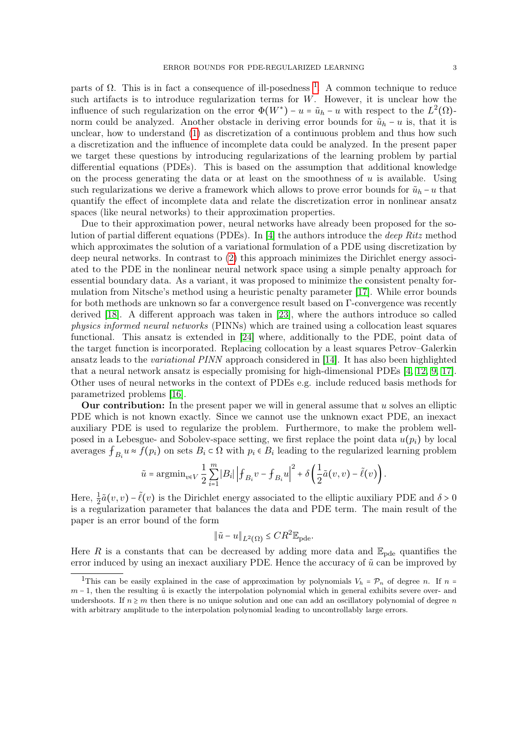parts of $\Omega$. This is in fact a consequence of ill-posedness [1]. A common technique to reduce such artifacts is to introduce regularization terms for $W$. However, it is unclear how the influence of such regularization on the error $\Phi(W^*) - u = \tilde{u}_h - u$ with respect to the $L^2(\Omega)$-norm could be analyzed. Another obstacle in deriving error bounds for $\tilde{u}_h - u$ is, that it is unclear, how to understand (1) as discretization of a continuous problem and thus how such a discretization and the influence of incomplete data could be analyzed. In the present paper we target these questions by introducing regularizations of the learning problem by partial differential equations (PDEs). This is based on the assumption that additional knowledge on the process generating the data or at least on the smoothness of $u$ is available. Using such regularizations we derive a framework which allows to prove error bounds for $\tilde{u}_h - u$ that quantify the effect of incomplete data and relate the discretization error in nonlinear ansatz spaces (like neural networks) to their approximation properties.

Due to their approximation power, neural networks have already been proposed for the solution of partial different equations (PDEs). In [4] the authors introduce the *deep Ritz* method which approximates the solution of a variational formulation of a PDE using discretization by deep neural networks. In contrast to (2) this approach minimizes the Dirichlet energy associated to the PDE in the nonlinear neural network space using a simple penalty approach for essential boundary data. As a variant, it was proposed to minimize the consistent penalty formulation from Nitsche's method using a heuristic penalty parameter [17]. While error bounds for both methods are unknown so far a convergence result based on $\Gamma$-convergence was recently derived [18]. A different approach was taken in [23], where the authors introduce so called *physics informed neural networks* (PINNs) which are trained using a collocation least squares functional. This ansatz is extended in [24] where, additionally to the PDE, point data of the target function is incorporated. Replacing collocation by a least squares Petrov–Galerkin ansatz leads to the *variational PINN* approach considered in [14]. It has also been highlighted that a neural network ansatz is especially promising for high-dimensional PDEs [4, 12, 9, 17]. Other uses of neural networks in the context of PDEs e.g. include reduced basis methods for parametrized problems [16].

**Our contribution:** In the present paper we will in general assume that $u$ solves an elliptic PDE which is not known exactly. Since we cannot use the unknown exact PDE, an inexact auxiliary PDE is used to regularize the problem. Furthermore, to make the problem well-posed in a Lebesgue- and Sobolev-space setting, we first replace the point data $u(p_i)$ by local averages $\fint_{B_i} u \approx f(p_i)$ on sets $B_i \subset \Omega$ with $p_i \in B_i$ leading to the regularized learning problem

$$\tilde{u} = \operatorname{argmin}_{v \in V} \frac{1}{2} \sum_{i=1}^{m} |B_i| \left| \fint_{B_i} v - \fint_{B_i} u \right|^2 + \delta \left( \frac{1}{2} \tilde{a}(v, v) - \tilde{\ell}(v) \right).$$

Here, $\frac{1}{2}\tilde{a}(v,v) - \tilde{\ell}(v)$ is the Dirichlet energy associated to the elliptic auxiliary PDE and $\delta > 0$ is a regularization parameter that balances the data and PDE term. The main result of the paper is an error bound of the form

$$\|\tilde{u} - u\|_{L^2(\Omega)} \leq C R^2 \mathbb{E}_{\text{pde}}.$$

Here $R$ is a constants that can be decreased by adding more data and $\mathbb{E}_{\text{pde}}$ quantifies the error induced by using an inexact auxiliary PDE. Hence the accuracy of $\tilde{u}$ can be improved by

[1] This can be easily explained in the case of approximation by polynomials $V_h = \mathcal{P}_n$ of degree $n$. If $n = m - 1$, then the resulting $\tilde{u}$ is exactly the interpolation polynomial which in general exhibits severe over- and undershoots. If $n \geq m$ then there is no unique solution and one can add an oscillatory polynomial of degree $n$ with arbitrary amplitude to the interpolation polynomial leading to uncontrollably large errors.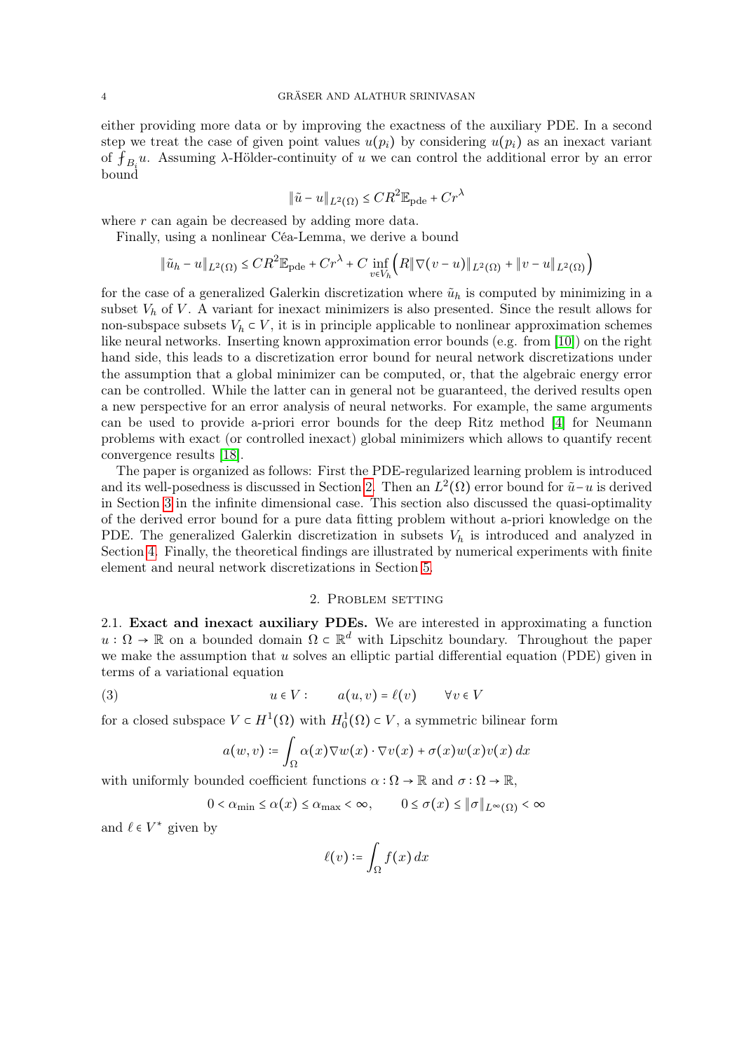either providing more data or by improving the exactness of the auxiliary PDE. In a second step we treat the case of given point values $u(p_i)$ by considering $u(p_i)$ as an inexact variant of $\fint_{B_i} u$. Assuming $\lambda$-Hölder-continuity of $u$ we can control the additional error by an error bound

$$\|\tilde{u} - u\|_{L^2(\Omega)} \leq CR^2 \mathbb{E}_{\text{pde}} + Cr^\lambda$$

where $r$ can again be decreased by adding more data.

Finally, using a nonlinear Céa-Lemma, we derive a bound

$$\|\tilde{u}_h - u\|_{L^2(\Omega)} \leq CR^2 \mathbb{E}_{\text{pde}} + Cr^\lambda + C \inf_{v \in V_h} \Big( R\|\nabla(v-u)\|_{L^2(\Omega)} + \|v - u\|_{L^2(\Omega)} \Big)$$

for the case of a generalized Galerkin discretization where $\tilde{u}_h$ is computed by minimizing in a subset $V_h$ of $V$. A variant for inexact minimizers is also presented. Since the result allows for non-subspace subsets $V_h \subset V$, it is in principle applicable to nonlinear approximation schemes like neural networks. Inserting known approximation error bounds (e.g. from [10]) on the right hand side, this leads to a discretization error bound for neural network discretizations under the assumption that a global minimizer can be computed, or, that the algebraic energy error can be controlled. While the latter can in general not be guaranteed, the derived results open a new perspective for an error analysis of neural networks. For example, the same arguments can be used to provide a-priori error bounds for the deep Ritz method [4] for Neumann problems with exact (or controlled inexact) global minimizers which allows to quantify recent convergence results [18].

The paper is organized as follows: First the PDE-regularized learning problem is introduced and its well-posedness is discussed in Section 2. Then an $L^2(\Omega)$ error bound for $\tilde{u} - u$ is derived in Section 3 in the infinite dimensional case. This section also discussed the quasi-optimality of the derived error bound for a pure data fitting problem without a-priori knowledge on the PDE. The generalized Galerkin discretization in subsets $V_h$ is introduced and analyzed in Section 4. Finally, the theoretical findings are illustrated by numerical experiments with finite element and neural network discretizations in Section 5.

## 2. Problem setting

**2.1. Exact and inexact auxiliary PDEs.** We are interested in approximating a function $u : \Omega \to \mathbb{R}$ on a bounded domain $\Omega \subset \mathbb{R}^d$ with Lipschitz boundary. Throughout the paper we make the assumption that $u$ solves an elliptic partial differential equation (PDE) given in terms of a variational equation

$$u \in V : \qquad a(u, v) = \ell(v) \qquad \forall v \in V \tag{3}$$

for a closed subspace $V \subset H^1(\Omega)$ with $H^1_0(\Omega) \subset V$, a symmetric bilinear form

$$a(w, v) \coloneqq \int_\Omega \alpha(x) \nabla w(x) \cdot \nabla v(x) + \sigma(x) w(x) v(x) \, dx$$

with uniformly bounded coefficient functions $\alpha : \Omega \to \mathbb{R}$ and $\sigma : \Omega \to \mathbb{R}$,

$$0 < \alpha_{\min} \leq \alpha(x) \leq \alpha_{\max} < \infty, \qquad 0 \leq \sigma(x) \leq \|\sigma\|_{L^\infty(\Omega)} < \infty$$

and $\ell \in V^*$ given by

$$\ell(v) \coloneqq \int_\Omega f(x) \, dx$$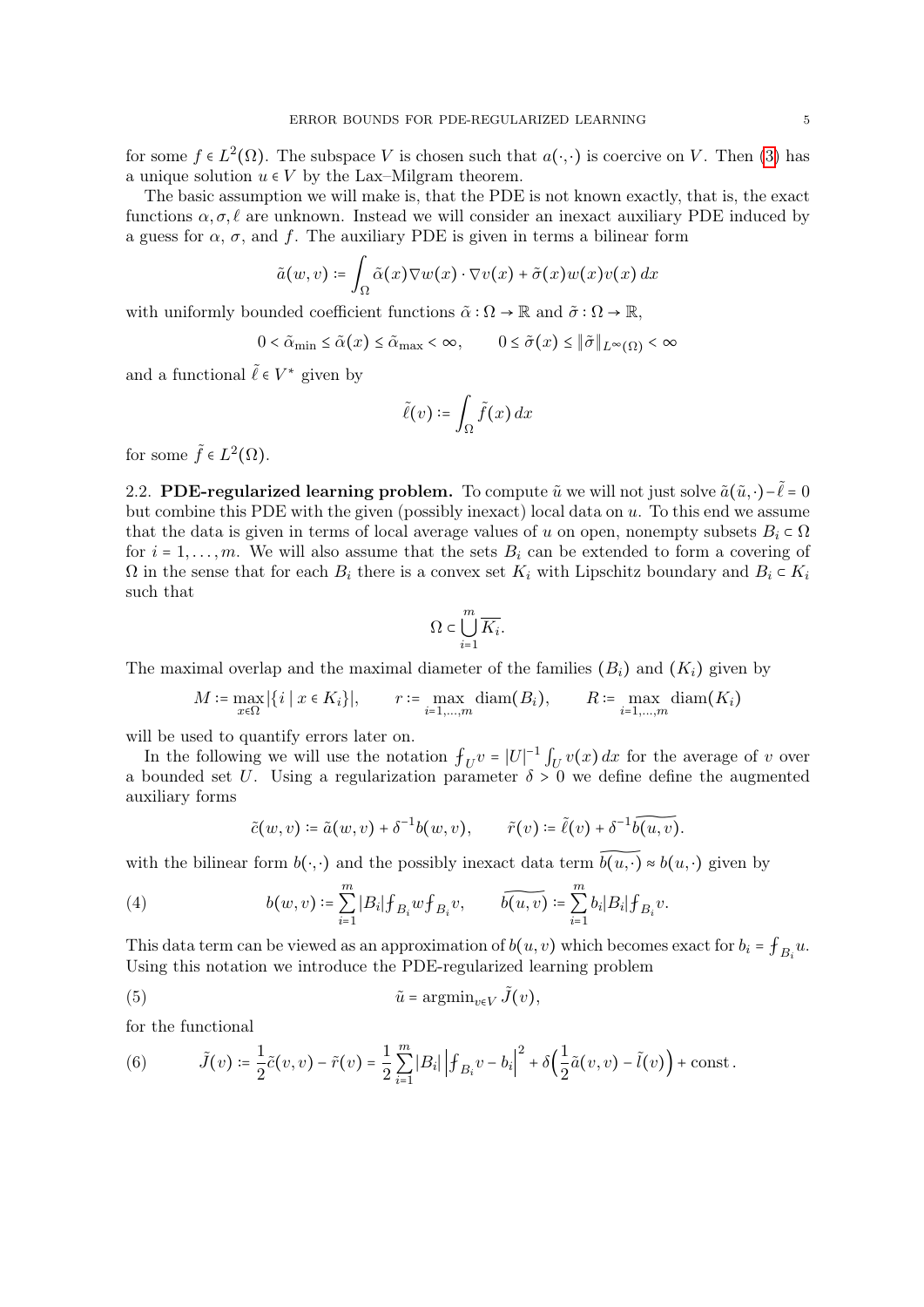for some $f \in L^2(\Omega)$. The subspace $V$ is chosen such that $a(\cdot,\cdot)$ is coercive on $V$. Then (3) has a unique solution $u \in V$ by the Lax–Milgram theorem.

The basic assumption we will make is, that the PDE is not known exactly, that is, the exact functions $\alpha, \sigma, \ell$ are unknown. Instead we will consider an inexact auxiliary PDE induced by a guess for $\alpha$, $\sigma$, and $f$. The auxiliary PDE is given in terms a bilinear form

$$\tilde{a}(w,v) \coloneqq \int_\Omega \tilde{\alpha}(x)\nabla w(x) \cdot \nabla v(x) + \tilde{\sigma}(x) w(x) v(x)\, dx$$

with uniformly bounded coefficient functions $\tilde{\alpha} : \Omega \to \mathbb{R}$ and $\tilde{\sigma} : \Omega \to \mathbb{R}$,

$$0 < \tilde{\alpha}_{\min} \leq \tilde{\alpha}(x) \leq \tilde{\alpha}_{\max} < \infty, \qquad 0 \leq \tilde{\sigma}(x) \leq \|\tilde{\sigma}\|_{L^\infty(\Omega)} < \infty$$

and a functional $\tilde{\ell} \in V^*$ given by

$$\tilde{\ell}(v) \coloneqq \int_\Omega \tilde{f}(x)\, dx$$

for some $\tilde{f} \in L^2(\Omega)$.

2.2. **PDE-regularized learning problem.** To compute $\tilde{u}$ we will not just solve $\tilde{a}(\tilde{u},\cdot) - \tilde{\ell} = 0$ but combine this PDE with the given (possibly inexact) local data on $u$. To this end we assume that the data is given in terms of local average values of $u$ on open, nonempty subsets $B_i \subset \Omega$ for $i = 1, \dots, m$. We will also assume that the sets $B_i$ can be extended to form a covering of $\Omega$ in the sense that for each $B_i$ there is a convex set $K_i$ with Lipschitz boundary and $B_i \subset K_i$ such that

$$\Omega \subset \bigcup_{i=1}^m \overline{K_i}.$$

The maximal overlap and the maximal diameter of the families $(B_i)$ and $(K_i)$ given by

$$M \coloneqq \max_{x \in \Omega} |\{i \mid x \in K_i\}|, \qquad r \coloneqq \max_{i=1,\dots,m} \operatorname{diam}(B_i), \qquad R \coloneqq \max_{i=1,\dots,m} \operatorname{diam}(K_i)$$

will be used to quantify errors later on.

In the following we will use the notation $⨍_U v = |U|^{-1} \int_U v(x)\, dx$ for the average of $v$ over a bounded set $U$. Using a regularization parameter $\delta > 0$ we define define the augmented auxiliary forms

$$\tilde{c}(w,v) \coloneqq \tilde{a}(w,v) + \delta^{-1} b(w,v), \qquad \tilde{r}(v) \coloneqq \tilde{\ell}(v) + \delta^{-1} \widetilde{b(u,v)}.$$

with the bilinear form $b(\cdot,\cdot)$ and the possibly inexact data term $\widetilde{b(u,\cdot)} \approx b(u,\cdot)$ given by

$$b(w,v) \coloneqq \sum_{i=1}^m |B_i| ⨍_{B_i} w ⨍_{B_i} v, \qquad \widetilde{b(u,v)} \coloneqq \sum_{i=1}^m b_i |B_i| ⨍_{B_i} v. \tag{4}$$

This data term can be viewed as an approximation of $b(u,v)$ which becomes exact for $b_i = ⨍_{B_i} u$. Using this notation we introduce the PDE-regularized learning problem

$$\tilde{u} = \operatorname{argmin}_{v \in V} \tilde{J}(v), \tag{5}$$

for the functional

$$\tilde{J}(v) \coloneqq \frac{1}{2}\tilde{c}(v,v) - \tilde{r}(v) = \frac{1}{2}\sum_{i=1}^m |B_i| \left| ⨍_{B_i} v - b_i \right|^2 + \delta\Big(\frac{1}{2}\tilde{a}(v,v) - \tilde{l}(v)\Big) + \text{const}. \tag{6}$$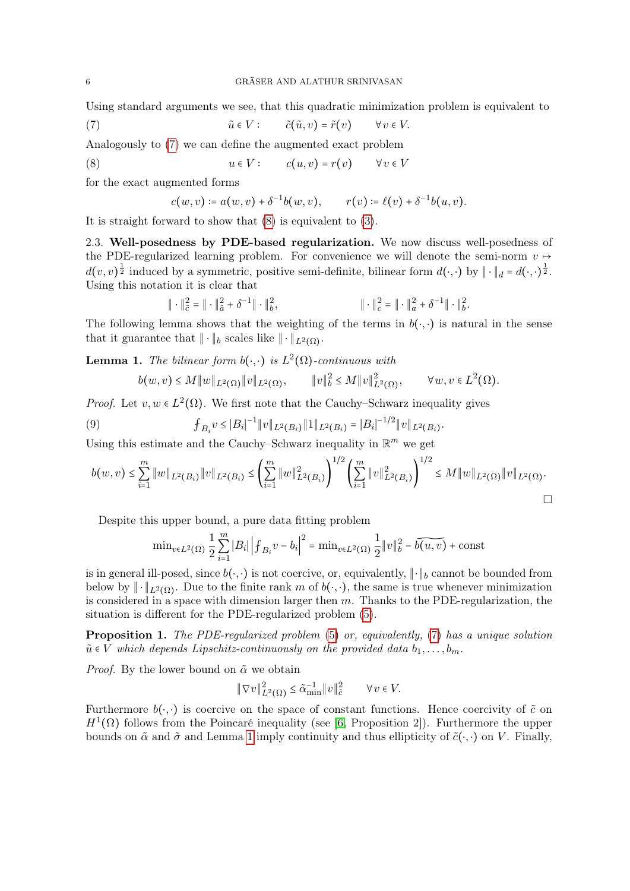Using standard arguments we see, that this quadratic minimization problem is equivalent to

$$\tilde{u} \in V: \qquad \tilde{c}(\tilde{u}, v) = \tilde{r}(v) \qquad \forall v \in V. \tag{7}$$

Analogously to (7) we can define the augmented exact problem

$$u \in V: \qquad c(u, v) = r(v) \qquad \forall v \in V \tag{8}$$

for the exact augmented forms

$$c(w, v) := a(w, v) + \delta^{-1} b(w, v), \qquad r(v) := \ell(v) + \delta^{-1} b(u, v).$$

It is straight forward to show that (8) is equivalent to (3).

2.3. **Well-posedness by PDE-based regularization.** We now discuss well-posedness of the PDE-regularized learning problem. For convenience we will denote the semi-norm $v \mapsto d(v, v)^{\frac{1}{2}}$ induced by a symmetric, positive semi-definite, bilinear form $d(\cdot, \cdot)$ by $\|\cdot\|_d = d(\cdot, \cdot)^{\frac{1}{2}}$. Using this notation it is clear that

$$\|\cdot\|_{\tilde{c}}^2 = \|\cdot\|_{\tilde{a}}^2 + \delta^{-1} \|\cdot\|_b^2, \qquad\qquad \|\cdot\|_c^2 = \|\cdot\|_a^2 + \delta^{-1} \|\cdot\|_b^2.$$

The following lemma shows that the weighting of the terms in $b(\cdot, \cdot)$ is natural in the sense that it guarantee that $\|\cdot\|_b$ scales like $\|\cdot\|_{L^2(\Omega)}$.

**Lemma 1.** *The bilinear form $b(\cdot, \cdot)$ is $L^2(\Omega)$-continuous with*

$$b(w, v) \leq M \|w\|_{L^2(\Omega)} \|v\|_{L^2(\Omega)}, \qquad \|v\|_b^2 \leq M \|v\|_{L^2(\Omega)}^2, \qquad \forall w, v \in L^2(\Omega).$$

*Proof.* Let $v, w \in L^2(\Omega)$. We first note that the Cauchy–Schwarz inequality gives

$$⨍_{B_i} v \leq |B_i|^{-1} \|v\|_{L^2(B_i)} \|1\|_{L^2(B_i)} = |B_i|^{-1/2} \|v\|_{L^2(B_i)}. \tag{9}$$

Using this estimate and the Cauchy–Schwarz inequality in $\mathbb{R}^m$ we get

$$b(w, v) \leq \sum_{i=1}^m \|w\|_{L^2(B_i)} \|v\|_{L^2(B_i)} \leq \left( \sum_{i=1}^m \|w\|_{L^2(B_i)}^2 \right)^{1/2} \left( \sum_{i=1}^m \|v\|_{L^2(B_i)}^2 \right)^{1/2} \leq M \|w\|_{L^2(\Omega)} \|v\|_{L^2(\Omega)}.$$

□

Despite this upper bound, a pure data fitting problem

$$\min_{v \in L^2(\Omega)} \frac{1}{2} \sum_{i=1}^m |B_i| \left| ⨍_{B_i} v - b_i \right|^2 = \min_{v \in L^2(\Omega)} \frac{1}{2} \|v\|_b^2 - \widetilde{b(u, v)} + \text{const}$$

is in general ill-posed, since $b(\cdot, \cdot)$ is not coercive, or, equivalently, $\|\cdot\|_b$ cannot be bounded from below by $\|\cdot\|_{L^2(\Omega)}$. Due to the finite rank $m$ of $b(\cdot, \cdot)$, the same is true whenever minimization is considered in a space with dimension larger then $m$. Thanks to the PDE-regularization, the situation is different for the PDE-regularized problem (5).

**Proposition 1.** *The PDE-regularized problem (5) or, equivalently, (7) has a unique solution $\tilde{u} \in V$ which depends Lipschitz-continuously on the provided data $b_1, \ldots, b_m$.*

*Proof.* By the lower bound on $\tilde{\alpha}$ we obtain

$$\|\nabla v\|_{L^2(\Omega)}^2 \leq \tilde{\alpha}_{\min}^{-1} \|v\|_{\tilde{c}}^2 \qquad \forall v \in V.$$

Furthermore $b(\cdot, \cdot)$ is coercive on the space of constant functions. Hence coercivity of $\tilde{c}$ on $H^1(\Omega)$ follows from the Poincaré inequality (see [6, Proposition 2]). Furthermore the upper bounds on $\tilde{\alpha}$ and $\tilde{\sigma}$ and Lemma 1 imply continuity and thus ellipticity of $\tilde{c}(\cdot, \cdot)$ on $V$. Finally,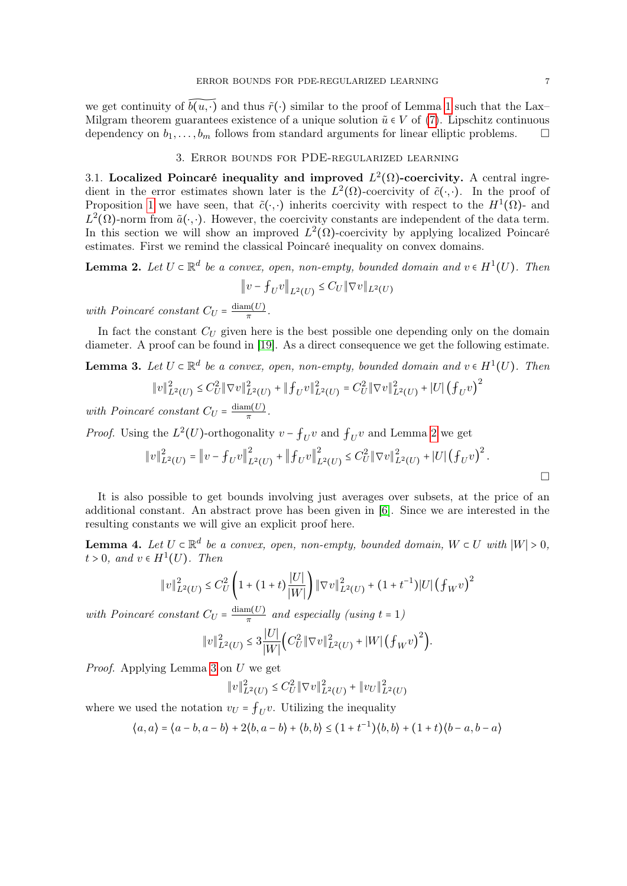we get continuity of $\widetilde{b(u,\cdot)}$ and thus $\tilde{r}(\cdot)$ similar to the proof of Lemma 1 such that the Lax–Milgram theorem guarantees existence of a unique solution $\tilde{u} \in V$ of (7). Lipschitz continuous dependency on $b_1, \dots, b_m$ follows from standard arguments for linear elliptic problems. $\square$

## 3. Error bounds for PDE-regularized learning

### 3.1. Localized Poincaré inequality and improved $L^2(\Omega)$-coercivity.

A central ingredient in the error estimates shown later is the $L^2(\Omega)$-coercivity of $\tilde{c}(\cdot,\cdot)$. In the proof of Proposition 1 we have seen, that $\tilde{c}(\cdot,\cdot)$ inherits coercivity with respect to the $H^1(\Omega)$- and $L^2(\Omega)$-norm from $\tilde{a}(\cdot,\cdot)$. However, the coercivity constants are independent of the data term. In this section we will show an improved $L^2(\Omega)$-coercivity by applying localized Poincaré estimates. First we remind the classical Poincaré inequality on convex domains.

**Lemma 2.** *Let $U \subset \mathbb{R}^d$ be a convex, open, non-empty, bounded domain and $v \in H^1(U)$. Then*

$$\left\| v - \fint_U v \right\|_{L^2(U)} \le C_U \|\nabla v\|_{L^2(U)}$$

*with Poincaré constant $C_U = \frac{\operatorname{diam}(U)}{\pi}$.*

In fact the constant $C_U$ given here is the best possible one depending only on the domain diameter. A proof can be found in [19]. As a direct consequence we get the following estimate.

**Lemma 3.** *Let $U \subset \mathbb{R}^d$ be a convex, open, non-empty, bounded domain and $v \in H^1(U)$. Then*

$$\|v\|^2_{L^2(U)} \le C_U^2 \|\nabla v\|^2_{L^2(U)} + \left\|\fint_U v\right\|^2_{L^2(U)} = C_U^2 \|\nabla v\|^2_{L^2(U)} + |U| \left(\fint_U v\right)^2$$

*with Poincaré constant $C_U = \frac{\operatorname{diam}(U)}{\pi}$.*

*Proof.* Using the $L^2(U)$-orthogonality $v - \fint_U v$ and $\fint_U v$ and Lemma 2 we get

$$\|v\|^2_{L^2(U)} = \left\|v - \fint_U v\right\|^2_{L^2(U)} + \left\|\fint_U v\right\|^2_{L^2(U)} \le C_U^2 \|\nabla v\|^2_{L^2(U)} + |U| \left(\fint_U v\right)^2.$$

$\square$

It is also possible to get bounds involving just averages over subsets, at the price of an additional constant. An abstract prove has been given in [6]. Since we are interested in the resulting constants we will give an explicit proof here.

**Lemma 4.** *Let $U \subset \mathbb{R}^d$ be a convex, open, non-empty, bounded domain, $W \subset U$ with $|W| > 0$, $t > 0$, and $v \in H^1(U)$. Then*

$$\|v\|^2_{L^2(U)} \le C_U^2 \left(1 + (1+t)\frac{|U|}{|W|}\right) \|\nabla v\|^2_{L^2(U)} + (1 + t^{-1})|U| \left(\fint_W v\right)^2$$

*with Poincaré constant $C_U = \frac{\operatorname{diam}(U)}{\pi}$ and especially (using $t = 1$)*

$$\|v\|^2_{L^2(U)} \le 3\frac{|U|}{|W|}\left(C_U^2 \|\nabla v\|^2_{L^2(U)} + |W| \left(\fint_W v\right)^2\right).$$

*Proof.* Applying Lemma 3 on $U$ we get

$$\|v\|^2_{L^2(U)} \le C_U^2 \|\nabla v\|^2_{L^2(U)} + \|v_U\|^2_{L^2(U)}$$

where we used the notation $v_U = \fint_U v$. Utilizing the inequality

$$\langle a, a\rangle = \langle a - b, a - b\rangle + 2\langle b, a - b\rangle + \langle b, b\rangle \le (1 + t^{-1})\langle b, b\rangle + (1 + t)\langle b - a, b - a\rangle$$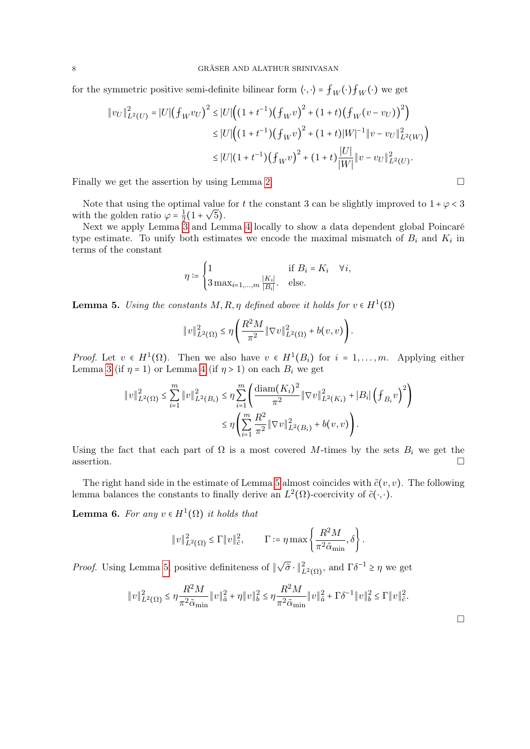for the symmetric positive semi-definite bilinear form $\langle\cdot,\cdot\rangle = ⨍_W(\cdot)⨍_W(\cdot)$ we get

$$\begin{aligned}
\|v_U\|^2_{L^2(U)} = |U|\big(⨍_W v_U\big)^2 &\le |U|\Big((1+t^{-1})\big(⨍_W v\big)^2 + (1+t)\big(⨍_W (v-v_U)\big)^2\Big) \\
&\le |U|\Big((1+t^{-1})\big(⨍_W v\big)^2 + (1+t)|W|^{-1}\|v-v_U\|^2_{L^2(W)}\Big) \\
&\le |U|(1+t^{-1})\big(⨍_W v\big)^2 + (1+t)\frac{|U|}{|W|}\|v-v_U\|^2_{L^2(U)}.
\end{aligned}$$

Finally we get the assertion by using Lemma 2. $\square$

Note that using the optimal value for $t$ the constant 3 can be slightly improved to $1+\varphi < 3$ with the golden ratio $\varphi = \frac{1}{2}(1+\sqrt{5})$.

Next we apply Lemma 3 and Lemma 4 locally to show a data dependent global Poincaré type estimate. To unify both estimates we encode the maximal mismatch of $B_i$ and $K_i$ in terms of the constant

$$\eta := \begin{cases} 1 & \text{if } B_i = K_i \quad \forall i, \\ 3\max_{i=1,\dots,m}\frac{|K_i|}{|B_i|}. & \text{else.} \end{cases}$$

**Lemma 5.** *Using the constants $M, R, \eta$ defined above it holds for $v \in H^1(\Omega)$*

$$\|v\|^2_{L^2(\Omega)} \le \eta\left(\frac{R^2 M}{\pi^2}\|\nabla v\|^2_{L^2(\Omega)} + b(v,v)\right).$$

*Proof.* Let $v \in H^1(\Omega)$. Then we also have $v \in H^1(B_i)$ for $i = 1,\dots,m$. Applying either Lemma 3 (if $\eta = 1$) or Lemma 4 (if $\eta > 1$) on each $B_i$ we get

$$\begin{aligned}
\|v\|^2_{L^2(\Omega)} \le \sum_{i=1}^m \|v\|^2_{L^2(B_i)} &\le \eta \sum_{i=1}^m \left(\frac{\operatorname{diam}(K_i)^2}{\pi^2}\|\nabla v\|^2_{L^2(K_i)} + |B_i|\left(⨍_{B_i} v\right)^2\right) \\
&\le \eta\left(\sum_{i=1}^m \frac{R^2}{\pi^2}\|\nabla v\|^2_{L^2(B_i)} + b(v,v)\right).
\end{aligned}$$

Using the fact that each part of $\Omega$ is a most covered $M$-times by the sets $B_i$ we get the assertion. $\square$

The right hand side in the estimate of Lemma 5 almost coincides with $\tilde{c}(v,v)$. The following lemma balances the constants to finally derive an $L^2(\Omega)$-coercivity of $\tilde{c}(\cdot,\cdot)$.

**Lemma 6.** *For any $v \in H^1(\Omega)$ it holds that*

$$\|v\|^2_{L^2(\Omega)} \le \Gamma\|v\|^2_{\tilde{c}}, \qquad \Gamma := \eta\max\left\{\frac{R^2 M}{\pi^2\tilde{\alpha}_{\min}}, \delta\right\}.$$

*Proof.* Using Lemma 5, positive definiteness of $\|\sqrt{\tilde{\sigma}}\cdot\|^2_{L^2(\Omega)}$, and $\Gamma\delta^{-1} \ge \eta$ we get

$$\|v\|^2_{L^2(\Omega)} \le \eta\frac{R^2 M}{\pi^2\tilde{\alpha}_{\min}}\|v\|^2_{\tilde{a}} + \eta\|v\|^2_b \le \eta\frac{R^2 M}{\pi^2\tilde{\alpha}_{\min}}\|v\|^2_{\tilde{a}} + \Gamma\delta^{-1}\|v\|^2_b \le \Gamma\|v\|^2_{\tilde{c}}.$$

$\square$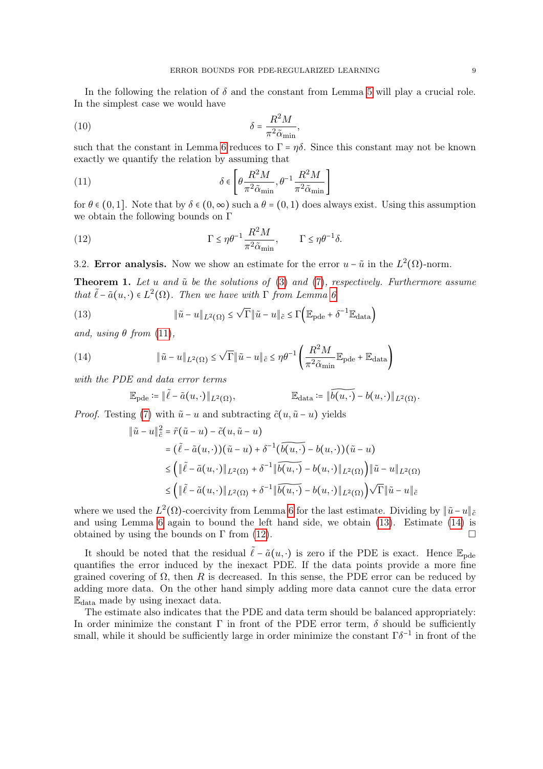In the following the relation of $\delta$ and the constant from Lemma 5 will play a crucial role. In the simplest case we would have

$$\delta = \frac{R^2 M}{\pi^2 \tilde{\alpha}_{\min}}, \tag{10}$$

such that the constant in Lemma 6 reduces to $\Gamma = \eta\delta$. Since this constant may not be known exactly we quantify the relation by assuming that

$$\delta \in \left[\theta \frac{R^2 M}{\pi^2 \tilde{\alpha}_{\min}}, \theta^{-1} \frac{R^2 M}{\pi^2 \tilde{\alpha}_{\min}}\right] \tag{11}$$

for $\theta \in (0,1]$. Note that by $\delta \in (0,\infty)$ such a $\theta = (0,1)$ does always exist. Using this assumption we obtain the following bounds on $\Gamma$

$$\Gamma \leq \eta\theta^{-1} \frac{R^2 M}{\pi^2 \tilde{\alpha}_{\min}}, \qquad \Gamma \leq \eta\theta^{-1}\delta. \tag{12}$$

3.2. **Error analysis.** Now we show an estimate for the error $u - \tilde{u}$ in the $L^2(\Omega)$-norm.

**Theorem 1.** *Let $u$ and $\tilde{u}$ be the solutions of (3) and (7), respectively. Furthermore assume that $\tilde{\ell} - \tilde{a}(u,\cdot) \in L^2(\Omega)$. Then we have with $\Gamma$ from Lemma 6*

$$\|\tilde{u} - u\|_{L^2(\Omega)} \leq \sqrt{\Gamma}\|\tilde{u} - u\|_{\tilde{c}} \leq \Gamma\Big(\mathbb{E}_{\text{pde}} + \delta^{-1}\mathbb{E}_{\text{data}}\Big) \tag{13}$$

*and, using $\theta$ from (11),*

$$\|\tilde{u} - u\|_{L^2(\Omega)} \leq \sqrt{\Gamma}\|\tilde{u} - u\|_{\tilde{c}} \leq \eta\theta^{-1}\left(\frac{R^2 M}{\pi^2 \tilde{\alpha}_{\min}}\mathbb{E}_{\text{pde}} + \mathbb{E}_{\text{data}}\right) \tag{14}$$

*with the PDE and data error terms*

$$\mathbb{E}_{\text{pde}} := \|\tilde{\ell} - \tilde{a}(u,\cdot)\|_{L^2(\Omega)}, \qquad \mathbb{E}_{\text{data}} := \|\widetilde{b(u,\cdot)} - b(u,\cdot)\|_{L^2(\Omega)}.$$

*Proof.* Testing (7) with $\tilde{u} - u$ and subtracting $\tilde{c}(u, \tilde{u} - u)$ yields

$$\begin{aligned}
\|\tilde{u} - u\|_{\tilde{c}}^2 &= \tilde{r}(\tilde{u} - u) - \tilde{c}(u, \tilde{u} - u) \\
&= (\tilde{\ell} - \tilde{a}(u,\cdot))(\tilde{u} - u) + \delta^{-1}(\widetilde{b(u,\cdot)} - b(u,\cdot))(\tilde{u} - u) \\
&\leq \Big(\|\tilde{\ell} - \tilde{a}(u,\cdot)\|_{L^2(\Omega)} + \delta^{-1}\|\widetilde{b(u,\cdot)} - b(u,\cdot)\|_{L^2(\Omega)}\Big)\|\tilde{u} - u\|_{L^2(\Omega)} \\
&\leq \Big(\|\tilde{\ell} - \tilde{a}(u,\cdot)\|_{L^2(\Omega)} + \delta^{-1}\|\widetilde{b(u,\cdot)} - b(u,\cdot)\|_{L^2(\Omega)}\Big)\sqrt{\Gamma}\|\tilde{u} - u\|_{\tilde{c}}
\end{aligned}$$

where we used the $L^2(\Omega)$-coercivity from Lemma 6 for the last estimate. Dividing by $\|\tilde{u} - u\|_{\tilde{c}}$ and using Lemma 6 again to bound the left hand side, we obtain (13). Estimate (14) is obtained by using the bounds on $\Gamma$ from (12). □

It should be noted that the residual $\tilde{\ell} - \tilde{a}(u,\cdot)$ is zero if the PDE is exact. Hence $\mathbb{E}_{\text{pde}}$ quantifies the error induced by the inexact PDE. If the data points provide a more fine grained covering of $\Omega$, then $R$ is decreased. In this sense, the PDE error can be reduced by adding more data. On the other hand simply adding more data cannot cure the data error $\mathbb{E}_{\text{data}}$ made by using inexact data.

The estimate also indicates that the PDE and data term should be balanced appropriately: In order minimize the constant $\Gamma$ in front of the PDE error term, $\delta$ should be sufficiently small, while it should be sufficiently large in order minimize the constant $\Gamma\delta^{-1}$ in front of the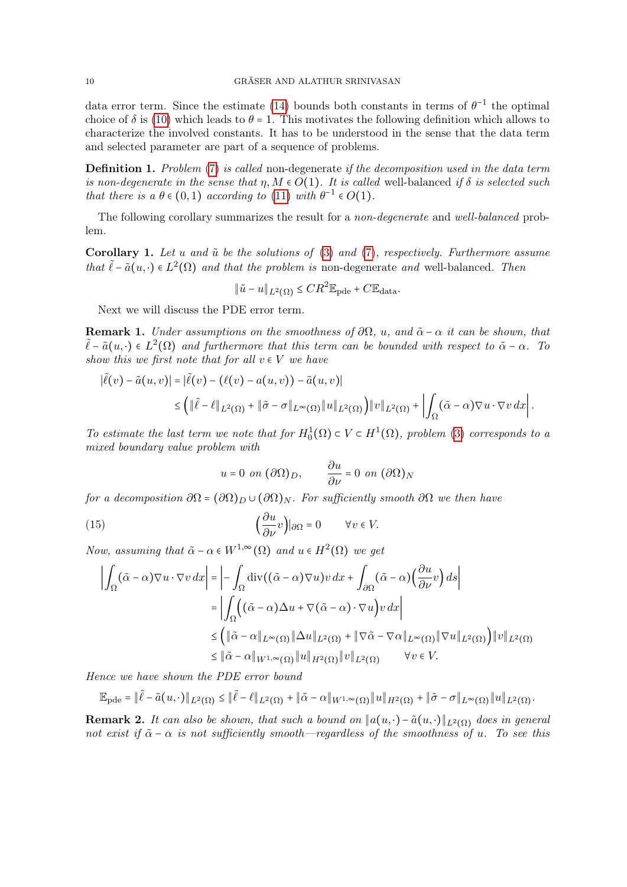data error term. Since the estimate (14) bounds both constants in terms of $\theta^{-1}$ the optimal choice of $\delta$ is (10) which leads to $\theta = 1$. This motivates the following definition which allows to characterize the involved constants. It has to be understood in the sense that the data term and selected parameter are part of a sequence of problems.

**Definition 1.** *Problem (7) is called* non-degenerate *if the decomposition used in the data term is non-degenerate in the sense that $\eta, M \in O(1)$. It is called* well-balanced *if $\delta$ is selected such that there is a $\theta \in (0,1)$ according to (11) with $\theta^{-1} \in O(1)$.*

The following corollary summarizes the result for a *non-degenerate* and *well-balanced* problem.

**Corollary 1.** *Let $u$ and $\tilde{u}$ be the solutions of (3) and (7), respectively. Furthermore assume that $\tilde{\ell} - \tilde{a}(u,\cdot) \in L^2(\Omega)$ and that the problem is* non-degenerate *and* well-balanced*. Then*

$$\|\tilde{u} - u\|_{L^2(\Omega)} \le CR^2 \mathbb{E}_{\mathrm{pde}} + C\mathbb{E}_{\mathrm{data}}.$$

Next we will discuss the PDE error term.

**Remark 1.** *Under assumptions on the smoothness of $\partial\Omega$, $u$, and $\tilde{\alpha} - \alpha$ it can be shown, that $\tilde{\ell} - \tilde{a}(u,\cdot) \in L^2(\Omega)$ and furthermore that this term can be bounded with respect to $\tilde{\alpha} - \alpha$. To show this we first note that for all $v \in V$ we have*

$$\begin{aligned}
|\tilde{\ell}(v) - \tilde{a}(u,v)| &= |\tilde{\ell}(v) - (\ell(v) - a(u,v)) - \tilde{a}(u,v)| \\
&\le \left(\|\tilde{\ell} - \ell\|_{L^2(\Omega)} + \|\tilde{\sigma} - \sigma\|_{L^\infty(\Omega)}\|u\|_{L^2(\Omega)}\right)\|v\|_{L^2(\Omega)} + \left|\int_\Omega (\tilde{\alpha} - \alpha)\nabla u \cdot \nabla v \, dx\right|.
\end{aligned}$$

*To estimate the last term we note that for $H_0^1(\Omega) \subset V \subset H^1(\Omega)$, problem (3) corresponds to a mixed boundary value problem with*

$$u = 0 \text{ on } (\partial\Omega)_D, \qquad \frac{\partial u}{\partial \nu} = 0 \text{ on } (\partial\Omega)_N$$

*for a decomposition $\partial\Omega = (\partial\Omega)_D \cup (\partial\Omega)_N$. For sufficiently smooth $\partial\Omega$ we then have*

$$\left(\frac{\partial u}{\partial \nu} v\right)\Big|_{\partial\Omega} = 0 \qquad \forall v \in V. \tag{15}$$

*Now, assuming that $\tilde{\alpha} - \alpha \in W^{1,\infty}(\Omega)$ and $u \in H^2(\Omega)$ we get*

$$\begin{aligned}
\left|\int_\Omega (\tilde{\alpha} - \alpha)\nabla u \cdot \nabla v \, dx\right| &= \left| - \int_\Omega \operatorname{div}((\tilde{\alpha} - \alpha)\nabla u) v \, dx + \int_{\partial\Omega} (\tilde{\alpha} - \alpha)\left(\frac{\partial u}{\partial \nu} v\right) ds \right| \\
&= \left| \int_\Omega \Big( (\tilde{\alpha} - \alpha)\Delta u + \nabla(\tilde{\alpha} - \alpha) \cdot \nabla u \Big) v \, dx \right| \\
&\le \left( \|\tilde{\alpha} - \alpha\|_{L^\infty(\Omega)} \|\Delta u\|_{L^2(\Omega)} + \|\nabla\tilde{\alpha} - \nabla\alpha\|_{L^\infty(\Omega)} \|\nabla u\|_{L^2(\Omega)} \right) \|v\|_{L^2(\Omega)} \\
&\le \|\tilde{\alpha} - \alpha\|_{W^{1,\infty}(\Omega)} \|u\|_{H^2(\Omega)} \|v\|_{L^2(\Omega)} \qquad \forall v \in V.
\end{aligned}$$

*Hence we have shown the PDE error bound*

$$\mathbb{E}_{\mathrm{pde}} = \|\tilde{\ell} - \tilde{a}(u,\cdot)\|_{L^2(\Omega)} \le \|\tilde{\ell} - \ell\|_{L^2(\Omega)} + \|\tilde{\alpha} - \alpha\|_{W^{1,\infty}(\Omega)}\|u\|_{H^2(\Omega)} + \|\tilde{\sigma} - \sigma\|_{L^\infty(\Omega)}\|u\|_{L^2(\Omega)}.$$

**Remark 2.** *It can also be shown, that such a bound on $\|a(u,\cdot) - \tilde{a}(u,\cdot)\|_{L^2(\Omega)}$ does in general not exist if $\tilde{\alpha} - \alpha$ is not sufficiently smooth—regardless of the smoothness of $u$. To see this*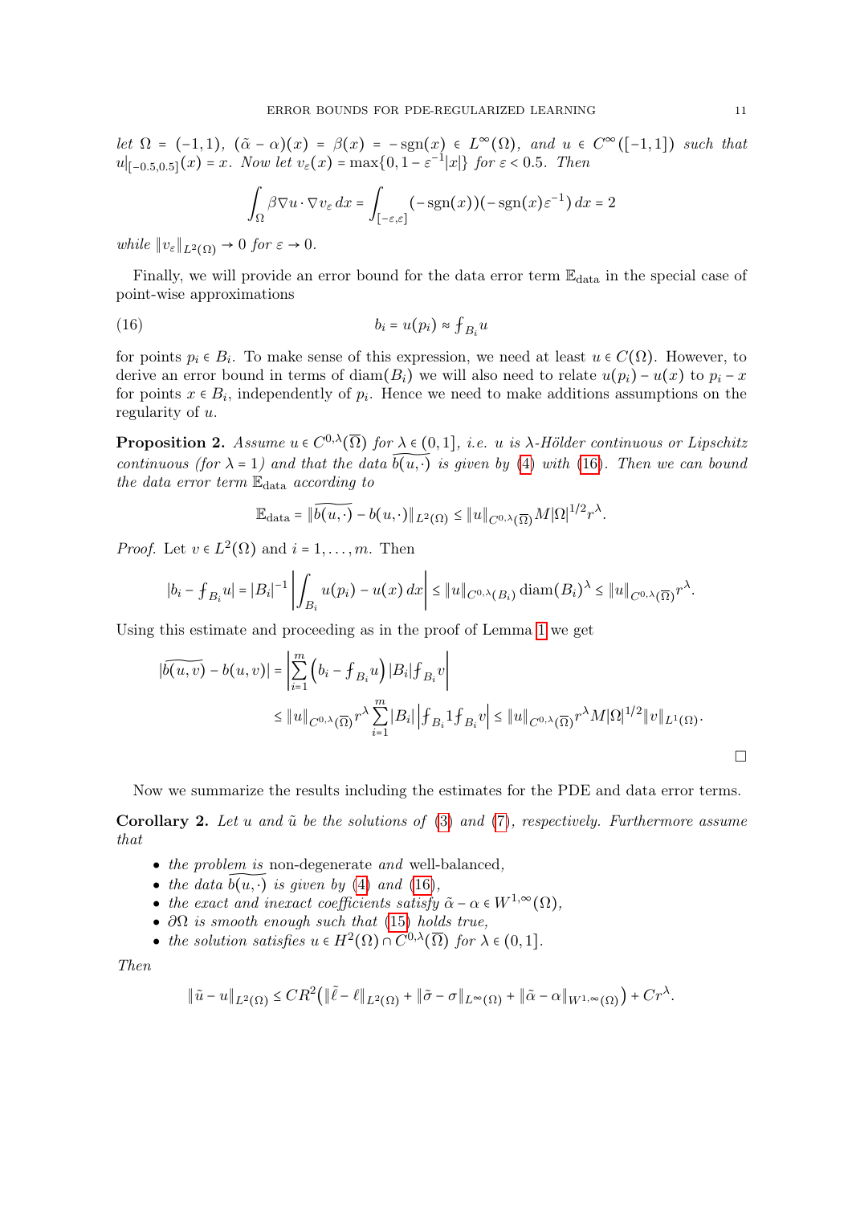*let* $\Omega = (-1,1)$, $(\tilde{\alpha} - \alpha)(x) = \beta(x) = -\operatorname{sgn}(x) \in L^\infty(\Omega)$, *and* $u \in C^\infty([-1,1])$ *such that* $u|_{[-0.5,0.5]}(x) = x$. *Now let* $v_\varepsilon(x) = \max\{0, 1 - \varepsilon^{-1}|x|\}$ *for* $\varepsilon < 0.5$. *Then*

$$\int_\Omega \beta \nabla u \cdot \nabla v_\varepsilon \, dx = \int_{[-\varepsilon,\varepsilon]} (-\operatorname{sgn}(x))(-\operatorname{sgn}(x)\varepsilon^{-1}) \, dx = 2$$

*while* $\|v_\varepsilon\|_{L^2(\Omega)} \to 0$ *for* $\varepsilon \to 0$.

Finally, we will provide an error bound for the data error term $\mathbb{E}_{\text{data}}$ in the special case of point-wise approximations

$$b_i = u(p_i) \approx \fint_{B_i} u \tag{16}$$

for points $p_i \in B_i$. To make sense of this expression, we need at least $u \in C(\Omega)$. However, to derive an error bound in terms of $\operatorname{diam}(B_i)$ we will also need to relate $u(p_i) - u(x)$ to $p_i - x$ for points $x \in B_i$, independently of $p_i$. Hence we need to make additions assumptions on the regularity of $u$.

**Proposition 2.** *Assume* $u \in C^{0,\lambda}(\overline{\Omega})$ *for* $\lambda \in (0,1]$, *i.e.* $u$ *is* $\lambda$*-Hölder continuous or Lipschitz continuous (for* $\lambda = 1$*) and that the data* $\widetilde{b(u,\cdot)}$ *is given by* (4) *with* (16)*. Then we can bound the data error term* $\mathbb{E}_{\text{data}}$ *according to*

$$\mathbb{E}_{\text{data}} = \|\widetilde{b(u,\cdot)} - b(u,\cdot)\|_{L^2(\Omega)} \le \|u\|_{C^{0,\lambda}(\overline{\Omega})} M |\Omega|^{1/2} r^\lambda.$$

*Proof.* Let $v \in L^2(\Omega)$ and $i = 1, \dots, m$. Then

$$|b_i - \fint_{B_i} u| = |B_i|^{-1} \left| \int_{B_i} u(p_i) - u(x) \, dx \right| \le \|u\|_{C^{0,\lambda}(B_i)} \operatorname{diam}(B_i)^\lambda \le \|u\|_{C^{0,\lambda}(\overline{\Omega})} r^\lambda.$$

Using this estimate and proceeding as in the proof of Lemma 1 we get

$$\begin{aligned}
|\widetilde{b(u,v)} - b(u,v)| &= \left| \sum_{i=1}^m \left( b_i - \fint_{B_i} u \right) |B_i| \fint_{B_i} v \right| \\
&\le \|u\|_{C^{0,\lambda}(\overline{\Omega})} r^\lambda \sum_{i=1}^m |B_i| \left| \fint_{B_i} 1 \fint_{B_i} v \right| \le \|u\|_{C^{0,\lambda}(\overline{\Omega})} r^\lambda M |\Omega|^{1/2} \|v\|_{L^1(\Omega)}.
\end{aligned}$$

□

Now we summarize the results including the estimates for the PDE and data error terms.

**Corollary 2.** *Let* $u$ *and* $\tilde{u}$ *be the solutions of* (3) *and* (7)*, respectively. Furthermore assume that*

- *the problem is* non-degenerate *and* well-balanced*,*
- *the data* $\widetilde{b(u,\cdot)}$ *is given by* (4) *and* (16)*,*
- *the exact and inexact coefficients satisfy* $\tilde{\alpha} - \alpha \in W^{1,\infty}(\Omega)$*,*
- $\partial\Omega$ *is smooth enough such that* (15) *holds true,*
- *the solution satisfies* $u \in H^2(\Omega) \cap C^{0,\lambda}(\overline{\Omega})$ *for* $\lambda \in (0,1]$.

*Then*

$$\|\tilde{u} - u\|_{L^2(\Omega)} \le C R^2 \big( \|\tilde{\ell} - \ell\|_{L^2(\Omega)} + \|\tilde{\sigma} - \sigma\|_{L^\infty(\Omega)} + \|\tilde{\alpha} - \alpha\|_{W^{1,\infty}(\Omega)} \big) + C r^\lambda.$$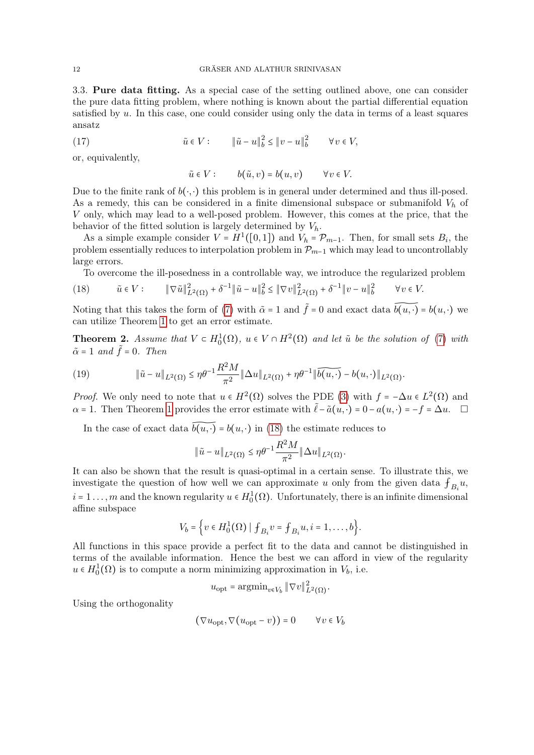### 3.3. Pure data fitting.

As a special case of the setting outlined above, one can consider the pure data fitting problem, where nothing is known about the partial differential equation satisfied by $u$. In this case, one could consider using only the data in terms of a least squares ansatz

$$\tilde{u} \in V : \qquad \|\tilde{u} - u\|_b^2 \le \|v - u\|_b^2 \qquad \forall v \in V, \tag{17}$$

or, equivalently,

$$\tilde{u} \in V : \qquad b(\tilde{u}, v) = b(u, v) \qquad \forall v \in V.$$

Due to the finite rank of $b(\cdot,\cdot)$ this problem is in general under determined and thus ill-posed. As a remedy, this can be considered in a finite dimensional subspace or submanifold $V_h$ of $V$ only, which may lead to a well-posed problem. However, this comes at the price, that the behavior of the fitted solution is largely determined by $V_h$.

As a simple example consider $V = H^1([0,1])$ and $V_h = \mathcal{P}_{m-1}$. Then, for small sets $B_i$, the problem essentially reduces to interpolation problem in $\mathcal{P}_{m-1}$ which may lead to uncontrollably large errors.

To overcome the ill-posedness in a controllable way, we introduce the regularized problem

$$\tilde{u} \in V : \qquad \|\nabla \tilde{u}\|_{L^2(\Omega)}^2 + \delta^{-1}\|\tilde{u} - u\|_b^2 \le \|\nabla v\|_{L^2(\Omega)}^2 + \delta^{-1}\|v - u\|_b^2 \qquad \forall v \in V. \tag{18}$$

Noting that this takes the form of (7) with $\tilde{\alpha} = 1$ and $\tilde{f} = 0$ and exact data $\widetilde{b(u,\cdot)} = b(u,\cdot)$ we can utilize Theorem 1 to get an error estimate.

**Theorem 2.** *Assume that $V \subset H_0^1(\Omega)$, $u \in V \cap H^2(\Omega)$ and let $\tilde{u}$ be the solution of (7) with $\tilde{\alpha} = 1$ and $\tilde{f} = 0$. Then*

$$\|\tilde{u} - u\|_{L^2(\Omega)} \le \eta\theta^{-1}\frac{R^2 M}{\pi^2}\|\Delta u\|_{L^2(\Omega)} + \eta\theta^{-1}\|\widetilde{b(u,\cdot)} - b(u,\cdot)\|_{L^2(\Omega)}. \tag{19}$$

*Proof.* We only need to note that $u \in H^2(\Omega)$ solves the PDE (3) with $f = -\Delta u \in L^2(\Omega)$ and $\alpha = 1$. Then Theorem 1 provides the error estimate with $\tilde{\ell} - \tilde{a}(u,\cdot) = 0 - a(u,\cdot) = -f = \Delta u$. $\square$

In the case of exact data $\widetilde{b(u,\cdot)} = b(u,\cdot)$ in (18) the estimate reduces to

$$\|\tilde{u} - u\|_{L^2(\Omega)} \le \eta\theta^{-1}\frac{R^2 M}{\pi^2}\|\Delta u\|_{L^2(\Omega)}.$$

It can also be shown that the result is quasi-optimal in a certain sense. To illustrate this, we investigate the question of how well we can approximate $u$ only from the given data $⨍_{B_i} u$, $i = 1 \ldots, m$ and the known regularity $u \in H_0^1(\Omega)$. Unfortunately, there is an infinite dimensional affine subspace

$$V_b = \left\{ v \in H_0^1(\Omega) \mid ⨍_{B_i} v = ⨍_{B_i} u, i = 1, \ldots, b \right\}.$$

All functions in this space provide a perfect fit to the data and cannot be distinguished in terms of the available information. Hence the best we can afford in view of the regularity $u \in H_0^1(\Omega)$ is to compute a norm minimizing approximation in $V_b$, i.e.

$$u_{\text{opt}} = \operatorname{argmin}_{v \in V_b} \|\nabla v\|_{L^2(\Omega)}^2.$$

Using the orthogonality

$$(\nabla u_{\text{opt}}, \nabla(u_{\text{opt}} - v)) = 0 \qquad \forall v \in V_b$$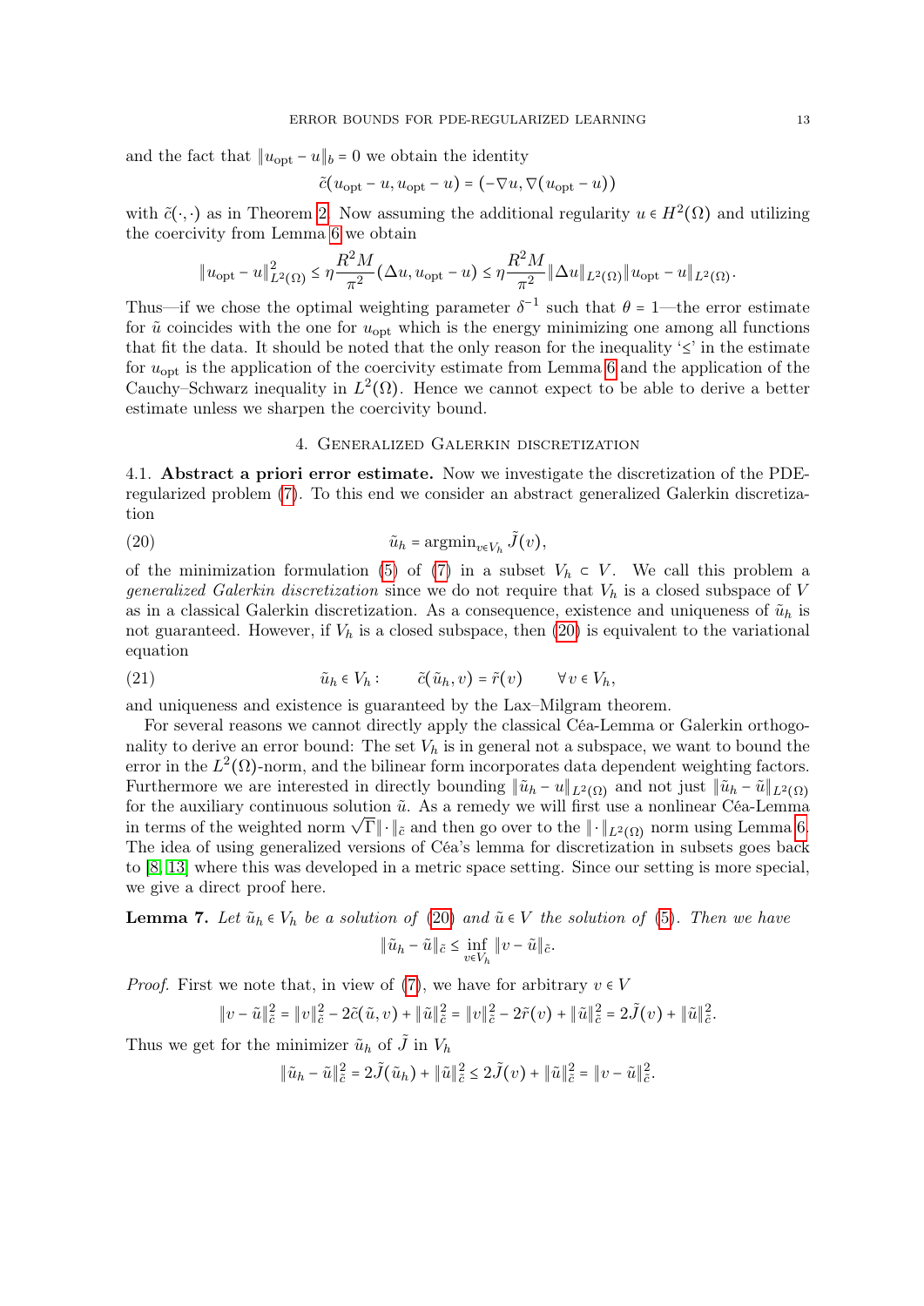and the fact that $\|u_{\text{opt}} - u\|_b = 0$ we obtain the identity

$$\tilde{c}(u_{\text{opt}} - u, u_{\text{opt}} - u) = (-\nabla u, \nabla(u_{\text{opt}} - u))$$

with $\tilde{c}(\cdot,\cdot)$ as in Theorem 2. Now assuming the additional regularity $u \in H^2(\Omega)$ and utilizing the coercivity from Lemma 6 we obtain

$$\|u_{\text{opt}} - u\|^2_{L^2(\Omega)} \le \eta \frac{R^2 M}{\pi^2}(\Delta u, u_{\text{opt}} - u) \le \eta \frac{R^2 M}{\pi^2}\|\Delta u\|_{L^2(\Omega)}\|u_{\text{opt}} - u\|_{L^2(\Omega)}.$$

Thus—if we chose the optimal weighting parameter $\delta^{-1}$ such that $\theta = 1$—the error estimate for $\tilde{u}$ coincides with the one for $u_{\text{opt}}$ which is the energy minimizing one among all functions that fit the data. It should be noted that the only reason for the inequality '$\lesssim$' in the estimate for $u_{\text{opt}}$ is the application of the coercivity estimate from Lemma 6 and the application of the Cauchy–Schwarz inequality in $L^2(\Omega)$. Hence we cannot expect to be able to derive a better estimate unless we sharpen the coercivity bound.

## 4. Generalized Galerkin discretization

**4.1. Abstract a priori error estimate.** Now we investigate the discretization of the PDE-regularized problem (7). To this end we consider an abstract generalized Galerkin discretization

$$\tilde{u}_h = \operatorname{argmin}_{v \in V_h} \tilde{J}(v), \tag{20}$$

of the minimization formulation (5) of (7) in a subset $V_h \subset V$. We call this problem a *generalized Galerkin discretization* since we do not require that $V_h$ is a closed subspace of $V$ as in a classical Galerkin discretization. As a consequence, existence and uniqueness of $\tilde{u}_h$ is not guaranteed. However, if $V_h$ is a closed subspace, then (20) is equivalent to the variational equation

$$\tilde{u}_h \in V_h : \qquad \tilde{c}(\tilde{u}_h, v) = \tilde{r}(v) \qquad \forall v \in V_h, \tag{21}$$

and uniqueness and existence is guaranteed by the Lax–Milgram theorem.

For several reasons we cannot directly apply the classical Céa-Lemma or Galerkin orthogonality to derive an error bound: The set $V_h$ is in general not a subspace, we want to bound the error in the $L^2(\Omega)$-norm, and the bilinear form incorporates data dependent weighting factors. Furthermore we are interested in directly bounding $\|\tilde{u}_h - u\|_{L^2(\Omega)}$ and not just $\|\tilde{u}_h - \tilde{u}\|_{L^2(\Omega)}$ for the auxiliary continuous solution $\tilde{u}$. As a remedy we will first use a nonlinear Céa-Lemma in terms of the weighted norm $\sqrt{\Gamma}\|\cdot\|_{\tilde{c}}$ and then go over to the $\|\cdot\|_{L^2(\Omega)}$ norm using Lemma 6. The idea of using generalized versions of Céa's lemma for discretization in subsets goes back to [8, 13] where this was developed in a metric space setting. Since our setting is more special, we give a direct proof here.

**Lemma 7.** *Let $\tilde{u}_h \in V_h$ be a solution of (20) and $\tilde{u} \in V$ the solution of (5). Then we have*

$$\|\tilde{u}_h - \tilde{u}\|_{\tilde{c}} \le \inf_{v \in V_h} \|v - \tilde{u}\|_{\tilde{c}}.$$

*Proof.* First we note that, in view of (7), we have for arbitrary $v \in V$

$$\|v - \tilde{u}\|^2_{\tilde{c}} = \|v\|^2_{\tilde{c}} - 2\tilde{c}(\tilde{u}, v) + \|\tilde{u}\|^2_{\tilde{c}} = \|v\|^2_{\tilde{c}} - 2\tilde{r}(v) + \|\tilde{u}\|^2_{\tilde{c}} = 2\tilde{J}(v) + \|\tilde{u}\|^2_{\tilde{c}}.$$

Thus we get for the minimizer $\tilde{u}_h$ of $\tilde{J}$ in $V_h$

$$\|\tilde{u}_h - \tilde{u}\|^2_{\tilde{c}} = 2\tilde{J}(\tilde{u}_h) + \|\tilde{u}\|^2_{\tilde{c}} \le 2\tilde{J}(v) + \|\tilde{u}\|^2_{\tilde{c}} = \|v - \tilde{u}\|^2_{\tilde{c}}.$$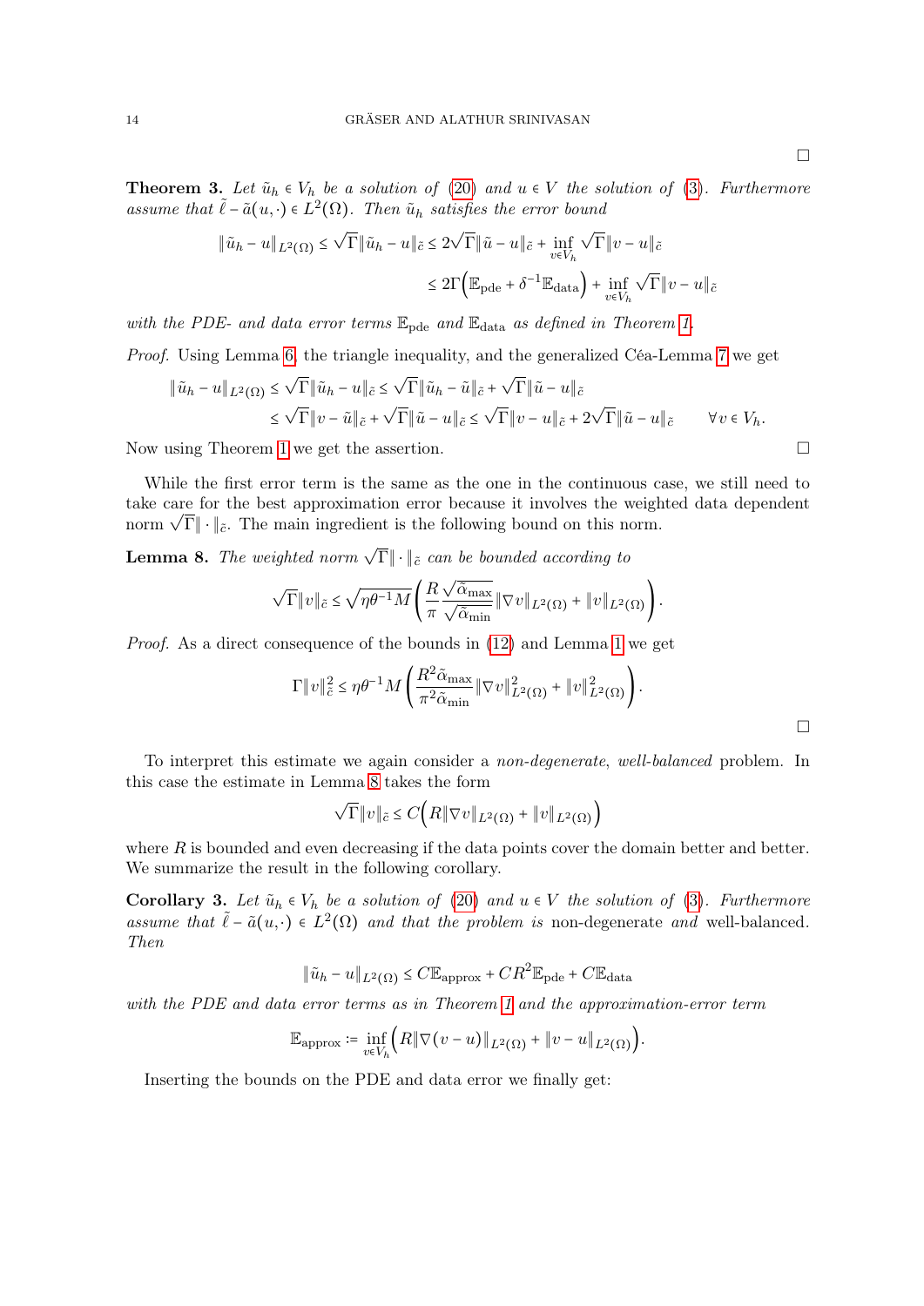□

**Theorem 3.** *Let $\tilde{u}_h \in V_h$ be a solution of (20) and $u \in V$ the solution of (3). Furthermore assume that $\tilde{\ell} - \tilde{a}(u,\cdot) \in L^2(\Omega)$. Then $\tilde{u}_h$ satisfies the error bound*

$$\|\tilde{u}_h - u\|_{L^2(\Omega)} \le \sqrt{\Gamma}\|\tilde{u}_h - u\|_{\tilde{c}} \le 2\sqrt{\Gamma}\|\tilde{u} - u\|_{\tilde{c}} + \inf_{v \in V_h} \sqrt{\Gamma}\|v - u\|_{\tilde{c}}$$

$$\le 2\Gamma\Big(\mathbb{E}_{\text{pde}} + \delta^{-1}\mathbb{E}_{\text{data}}\Big) + \inf_{v \in V_h} \sqrt{\Gamma}\|v - u\|_{\tilde{c}}$$

*with the PDE- and data error terms $\mathbb{E}_{\text{pde}}$ and $\mathbb{E}_{\text{data}}$ as defined in Theorem 1.*

*Proof.* Using Lemma 6, the triangle inequality, and the generalized Céa-Lemma 7 we get

$$\begin{aligned}
\|\tilde{u}_h - u\|_{L^2(\Omega)} &\le \sqrt{\Gamma}\|\tilde{u}_h - u\|_{\tilde{c}} \le \sqrt{\Gamma}\|\tilde{u}_h - \tilde{u}\|_{\tilde{c}} + \sqrt{\Gamma}\|\tilde{u} - u\|_{\tilde{c}} \\
&\le \sqrt{\Gamma}\|v - \tilde{u}\|_{\tilde{c}} + \sqrt{\Gamma}\|\tilde{u} - u\|_{\tilde{c}} \le \sqrt{\Gamma}\|v - u\|_{\tilde{c}} + 2\sqrt{\Gamma}\|\tilde{u} - u\|_{\tilde{c}} \qquad \forall v \in V_h.
\end{aligned}$$

Now using Theorem 1 we get the assertion. □

While the first error term is the same as the one in the continuous case, we still need to take care for the best approximation error because it involves the weighted data dependent norm $\sqrt{\Gamma}\|\cdot\|_{\tilde{c}}$. The main ingredient is the following bound on this norm.

**Lemma 8.** *The weighted norm $\sqrt{\Gamma}\|\cdot\|_{\tilde{c}}$ can be bounded according to*

$$\sqrt{\Gamma}\|v\|_{\tilde{c}} \le \sqrt{\eta\theta^{-1}M}\left(\frac{R}{\pi}\frac{\sqrt{\tilde{\alpha}_{\max}}}{\sqrt{\tilde{\alpha}_{\min}}}\|\nabla v\|_{L^2(\Omega)} + \|v\|_{L^2(\Omega)}\right).$$

*Proof.* As a direct consequence of the bounds in (12) and Lemma 1 we get

$$\Gamma\|v\|_{\tilde{c}}^2 \le \eta\theta^{-1}M\left(\frac{R^2\tilde{\alpha}_{\max}}{\pi^2\tilde{\alpha}_{\min}}\|\nabla v\|_{L^2(\Omega)}^2 + \|v\|_{L^2(\Omega)}^2\right).$$

□

To interpret this estimate we again consider a *non-degenerate*, *well-balanced* problem. In this case the estimate in Lemma 8 takes the form

$$\sqrt{\Gamma}\|v\|_{\tilde{c}} \le C\Big(R\|\nabla v\|_{L^2(\Omega)} + \|v\|_{L^2(\Omega)}\Big)$$

where $R$ is bounded and even decreasing if the data points cover the domain better and better. We summarize the result in the following corollary.

**Corollary 3.** *Let $\tilde{u}_h \in V_h$ be a solution of (20) and $u \in V$ the solution of (3). Furthermore assume that $\tilde{\ell} - \tilde{a}(u,\cdot) \in L^2(\Omega)$ and that the problem is* non-degenerate *and* well-balanced. *Then*

$$\|\tilde{u}_h - u\|_{L^2(\Omega)} \le C\mathbb{E}_{\text{approx}} + CR^2\mathbb{E}_{\text{pde}} + C\mathbb{E}_{\text{data}}$$

*with the PDE and data error terms as in Theorem 1 and the approximation-error term*

$$\mathbb{E}_{\text{approx}} := \inf_{v \in V_h}\Big(R\|\nabla(v - u)\|_{L^2(\Omega)} + \|v - u\|_{L^2(\Omega)}\Big).$$

Inserting the bounds on the PDE and data error we finally get: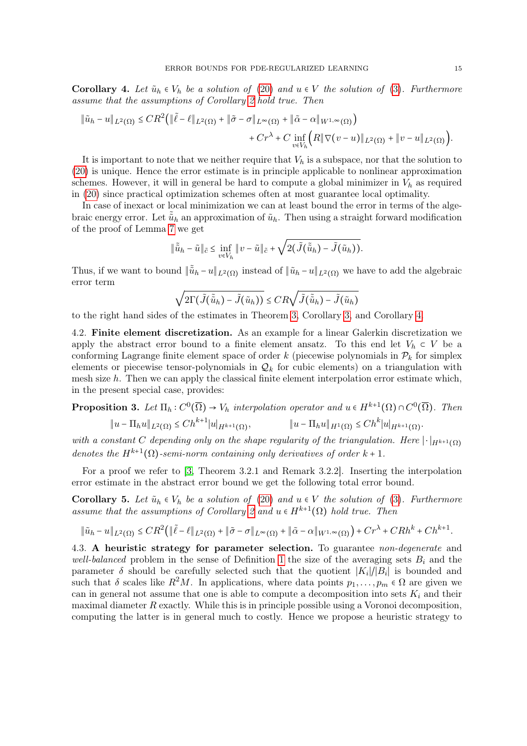**Corollary 4.** *Let $\tilde{u}_h \in V_h$ be a solution of (20) and $u \in V$ the solution of (3). Furthermore assume that the assumptions of Corollary 2 hold true. Then*

$$\|\tilde{u}_h - u\|_{L^2(\Omega)} \le CR^2\big(\|\tilde{\ell} - \ell\|_{L^2(\Omega)} + \|\tilde{\sigma} - \sigma\|_{L^\infty(\Omega)} + \|\tilde{\alpha} - \alpha\|_{W^{1,\infty}(\Omega)}\big) + Cr^\lambda + C \inf_{v \in V_h}\Big(R\|\nabla(v-u)\|_{L^2(\Omega)} + \|v - u\|_{L^2(\Omega)}\Big).$$

It is important to note that we neither require that $V_h$ is a subspace, nor that the solution to (20) is unique. Hence the error estimate is in principle applicable to nonlinear approximation schemes. However, it will in general be hard to compute a global minimizer in $V_h$ as required in (20) since practical optimization schemes often at most guarantee local optimality.

In case of inexact or local minimization we can at least bound the error in terms of the algebraic energy error. Let $\tilde{\tilde{u}}_h$ an approximation of $\tilde{u}_h$. Then using a straight forward modification of the proof of Lemma 7 we get

$$\|\tilde{\tilde{u}}_h - \tilde{u}\|_{\tilde{c}} \le \inf_{v \in V_h}\|v - \tilde{u}\|_{\tilde{c}} + \sqrt{2(\tilde{J}(\tilde{\tilde{u}}_h) - \tilde{J}(\tilde{u}_h))}.$$

Thus, if we want to bound $\|\tilde{\tilde{u}}_h - u\|_{L^2(\Omega)}$ instead of $\|\tilde{u}_h - u\|_{L^2(\Omega)}$ we have to add the algebraic error term

$$\sqrt{2\Gamma(\tilde{J}(\tilde{\tilde{u}}_h) - \tilde{J}(\tilde{u}_h))} \le CR\sqrt{\tilde{J}(\tilde{\tilde{u}}_h) - \tilde{J}(\tilde{u}_h)}$$

to the right hand sides of the estimates in Theorem 3, Corollary 3, and Corollary 4.

4.2. **Finite element discretization.** As an example for a linear Galerkin discretization we apply the abstract error bound to a finite element ansatz. To this end let $V_h \subset V$ be a conforming Lagrange finite element space of order $k$ (piecewise polynomials in $\mathcal{P}_k$ for simplex elements or piecewise tensor-polynomials in $\mathcal{Q}_k$ for cubic elements) on a triangulation with mesh size $h$. Then we can apply the classical finite element interpolation error estimate which, in the present special case, provides:

**Proposition 3.** *Let $\Pi_h : C^0(\overline{\Omega}) \to V_h$ interpolation operator and $u \in H^{k+1}(\Omega) \cap C^0(\overline{\Omega})$. Then*

$$\|u - \Pi_h u\|_{L^2(\Omega)} \le Ch^{k+1}|u|_{H^{k+1}(\Omega)}, \qquad \|u - \Pi_h u\|_{H^1(\Omega)} \le Ch^k|u|_{H^{k+1}(\Omega)}.$$

*with a constant $C$ depending only on the shape regularity of the triangulation. Here $|\cdot|_{H^{k+1}(\Omega)}$ denotes the $H^{k+1}(\Omega)$-semi-norm containing only derivatives of order $k+1$.*

For a proof we refer to [3, Theorem 3.2.1 and Remark 3.2.2]. Inserting the interpolation error estimate in the abstract error bound we get the following total error bound.

**Corollary 5.** *Let $\tilde{u}_h \in V_h$ be a solution of (20) and $u \in V$ the solution of (3). Furthermore assume that the assumptions of Corollary 2 and $u \in H^{k+1}(\Omega)$ hold true. Then*

$$\|\tilde{u}_h - u\|_{L^2(\Omega)} \le CR^2\big(\|\tilde{\ell} - \ell\|_{L^2(\Omega)} + \|\tilde{\sigma} - \sigma\|_{L^\infty(\Omega)} + \|\tilde{\alpha} - \alpha\|_{W^{1,\infty}(\Omega)}\big) + Cr^\lambda + CRh^k + Ch^{k+1}.$$

4.3. **A heuristic strategy for parameter selection.** To guarantee *non-degenerate* and *well-balanced* problem in the sense of Definition 1 the size of the averaging sets $B_i$ and the parameter $\delta$ should be carefully selected such that the quotient $|K_i|/|B_i|$ is bounded and such that $\delta$ scales like $R^2M$. In applications, where data points $p_1, \dots, p_m \in \Omega$ are given we can in general not assume that one is able to compute a decomposition into sets $K_i$ and their maximal diameter $R$ exactly. While this is in principle possible using a Voronoi decomposition, computing the latter is in general much to costly. Hence we propose a heuristic strategy to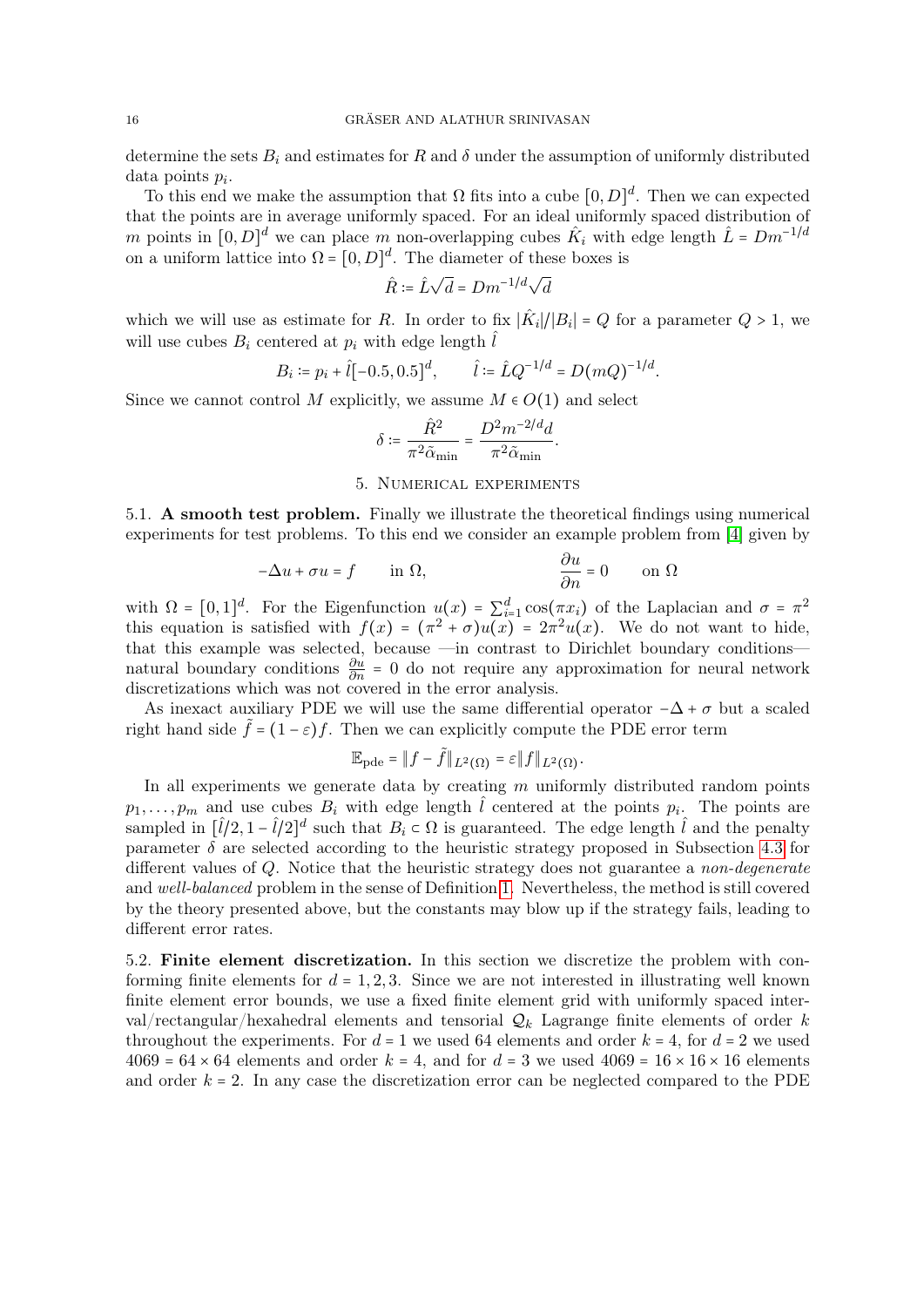determine the sets $B_i$ and estimates for $R$ and $\delta$ under the assumption of uniformly distributed data points $p_i$.

To this end we make the assumption that $\Omega$ fits into a cube $[0, D]^d$. Then we can expected that the points are in average uniformly spaced. For an ideal uniformly spaced distribution of $m$ points in $[0, D]^d$ we can place $m$ non-overlapping cubes $\hat{K}_i$ with edge length $\hat{L} = Dm^{-1/d}$ on a uniform lattice into $\Omega = [0, D]^d$. The diameter of these boxes is

$$\hat{R} := \hat{L}\sqrt{d} = Dm^{-1/d}\sqrt{d}$$

which we will use as estimate for $R$. In order to fix $|\hat{K}_i|/|B_i| = Q$ for a parameter $Q > 1$, we will use cubes $B_i$ centered at $p_i$ with edge length $\hat{l}$

$$B_i := p_i + \hat{l}[-0.5, 0.5]^d, \qquad \hat{l} := \hat{L}Q^{-1/d} = D(mQ)^{-1/d}.$$

Since we cannot control $M$ explicitly, we assume $M \in O(1)$ and select

$$\delta := \frac{\hat{R}^2}{\pi^2 \tilde{\alpha}_{\min}} = \frac{D^2 m^{-2/d} d}{\pi^2 \tilde{\alpha}_{\min}}.$$

## 5. Numerical experiments

**5.1. A smooth test problem.** Finally we illustrate the theoretical findings using numerical experiments for test problems. To this end we consider an example problem from [4] given by

$$-\Delta u + \sigma u = f \qquad \text{in } \Omega, \qquad\qquad \frac{\partial u}{\partial n} = 0 \qquad \text{on } \Omega$$

with $\Omega = [0, 1]^d$. For the Eigenfunction $u(x) = \sum_{i=1}^{d} \cos(\pi x_i)$ of the Laplacian and $\sigma = \pi^2$ this equation is satisfied with $f(x) = (\pi^2 + \sigma)u(x) = 2\pi^2 u(x)$. We do not want to hide, that this example was selected, because —in contrast to Dirichlet boundary conditions— natural boundary conditions $\frac{\partial u}{\partial n} = 0$ do not require any approximation for neural network discretizations which was not covered in the error analysis.

As inexact auxiliary PDE we will use the same differential operator $-\Delta + \sigma$ but a scaled right hand side $\tilde{f} = (1 - \varepsilon)f$. Then we can explicitly compute the PDE error term

$$\mathbb{E}_{\text{pde}} = \|f - \tilde{f}\|_{L^2(\Omega)} = \varepsilon \|f\|_{L^2(\Omega)}.$$

In all experiments we generate data by creating $m$ uniformly distributed random points $p_1, \ldots, p_m$ and use cubes $B_i$ with edge length $\hat{l}$ centered at the points $p_i$. The points are sampled in $[\hat{l}/2, 1 - \hat{l}/2]^d$ such that $B_i \subset \Omega$ is guaranteed. The edge length $\hat{l}$ and the penalty parameter $\delta$ are selected according to the heuristic strategy proposed in Subsection 4.3 for different values of $Q$. Notice that the heuristic strategy does not guarantee a *non-degenerate* and *well-balanced* problem in the sense of Definition 1. Nevertheless, the method is still covered by the theory presented above, but the constants may blow up if the strategy fails, leading to different error rates.

**5.2. Finite element discretization.** In this section we discretize the problem with conforming finite elements for $d = 1, 2, 3$. Since we are not interested in illustrating well known finite element error bounds, we use a fixed finite element grid with uniformly spaced interval/rectangular/hexahedral elements and tensorial $\mathcal{Q}_k$ Lagrange finite elements of order $k$ throughout the experiments. For $d = 1$ we used 64 elements and order $k = 4$, for $d = 2$ we used $4069 = 64 \times 64$ elements and order $k = 4$, and for $d = 3$ we used $4069 = 16 \times 16 \times 16$ elements and order $k = 2$. In any case the discretization error can be neglected compared to the PDE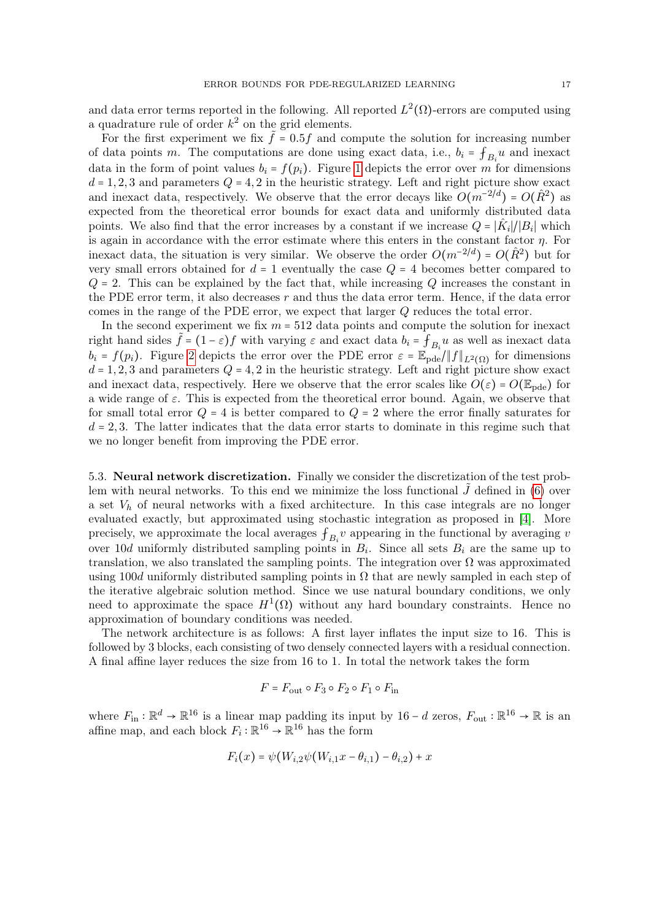and data error terms reported in the following. All reported $L^2(\Omega)$-errors are computed using a quadrature rule of order $k^2$ on the grid elements.

For the first experiment we fix $\tilde{f} = 0.5f$ and compute the solution for increasing number of data points $m$. The computations are done using exact data, i.e., $b_i = \fint_{B_i} u$ and inexact data in the form of point values $b_i = f(p_i)$. Figure 1 depicts the error over $m$ for dimensions $d = 1, 2, 3$ and parameters $Q = 4, 2$ in the heuristic strategy. Left and right picture show exact and inexact data, respectively. We observe that the error decays like $O(m^{-2/d}) = O(\hat{R}^2)$ as expected from the theoretical error bounds for exact data and uniformly distributed data points. We also find that the error increases by a constant if we increase $Q = |\hat{K}_i|/|B_i|$ which is again in accordance with the error estimate where this enters in the constant factor $\eta$. For inexact data, the situation is very similar. We observe the order $O(m^{-2/d}) = O(\hat{R}^2)$ but for very small errors obtained for $d = 1$ eventually the case $Q = 4$ becomes better compared to $Q = 2$. This can be explained by the fact that, while increasing $Q$ increases the constant in the PDE error term, it also decreases $r$ and thus the data error term. Hence, if the data error comes in the range of the PDE error, we expect that larger $Q$ reduces the total error.

In the second experiment we fix $m = 512$ data points and compute the solution for inexact right hand sides $\tilde{f} = (1 - \varepsilon)f$ with varying $\varepsilon$ and exact data $b_i = \fint_{B_i} u$ as well as inexact data $b_i = f(p_i)$. Figure 2 depicts the error over the PDE error $\varepsilon = \mathbb{E}_{\text{pde}}/\|f\|_{L^2(\Omega)}$ for dimensions $d = 1, 2, 3$ and parameters $Q = 4, 2$ in the heuristic strategy. Left and right picture show exact and inexact data, respectively. Here we observe that the error scales like $O(\varepsilon) = O(\mathbb{E}_{\text{pde}})$ for a wide range of $\varepsilon$. This is expected from the theoretical error bound. Again, we observe that for small total error $Q = 4$ is better compared to $Q = 2$ where the error finally saturates for $d = 2, 3$. The latter indicates that the data error starts to dominate in this regime such that we no longer benefit from improving the PDE error.

5.3. **Neural network discretization.** Finally we consider the discretization of the test problem with neural networks. To this end we minimize the loss functional $\tilde{J}$ defined in (6) over a set $V_h$ of neural networks with a fixed architecture. In this case integrals are no longer evaluated exactly, but approximated using stochastic integration as proposed in [4]. More precisely, we approximate the local averages $\fint_{B_i} v$ appearing in the functional by averaging $v$ over $10d$ uniformly distributed sampling points in $B_i$. Since all sets $B_i$ are the same up to translation, we also translated the sampling points. The integration over $\Omega$ was approximated using $100d$ uniformly distributed sampling points in $\Omega$ that are newly sampled in each step of the iterative algebraic solution method. Since we use natural boundary conditions, we only need to approximate the space $H^1(\Omega)$ without any hard boundary constraints. Hence no approximation of boundary conditions was needed.

The network architecture is as follows: A first layer inflates the input size to 16. This is followed by 3 blocks, each consisting of two densely connected layers with a residual connection. A final affine layer reduces the size from 16 to 1. In total the network takes the form

$$F = F_{\text{out}} \circ F_3 \circ F_2 \circ F_1 \circ F_{\text{in}}$$

where $F_{\text{in}} : \mathbb{R}^d \to \mathbb{R}^{16}$ is a linear map padding its input by $16 - d$ zeros, $F_{\text{out}} : \mathbb{R}^{16} \to \mathbb{R}$ is an affine map, and each block $F_i : \mathbb{R}^{16} \to \mathbb{R}^{16}$ has the form

$$F_i(x) = \psi(W_{i,2}\psi(W_{i,1}x - \theta_{i,1}) - \theta_{i,2}) + x$$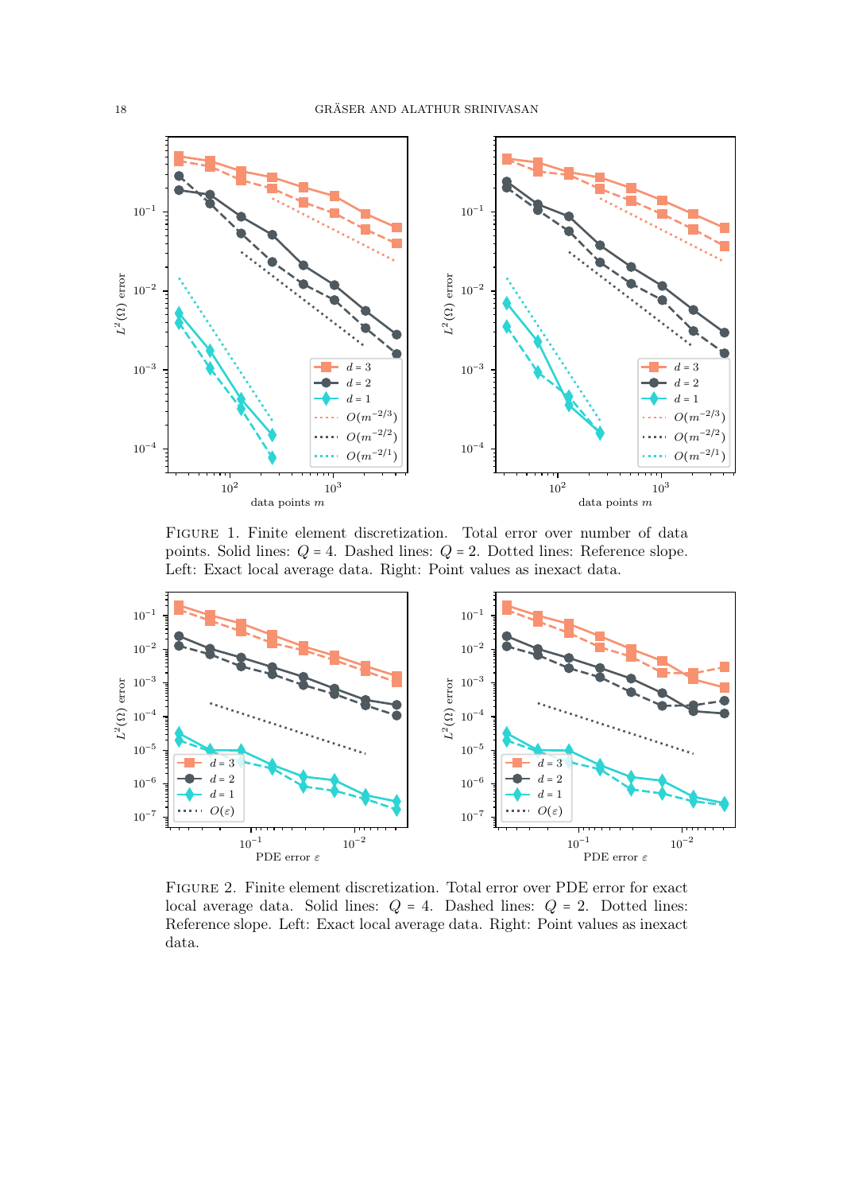FIGURE 1. Finite element discretization. Total error over number of data points. Solid lines: $Q = 4$. Dashed lines: $Q = 2$. Dotted lines: Reference slope. Left: Exact local average data. Right: Point values as inexact data.

FIGURE 2. Finite element discretization. Total error over PDE error for exact local average data. Solid lines: $Q = 4$. Dashed lines: $Q = 2$. Dotted lines: Reference slope. Left: Exact local average data. Right: Point values as inexact data.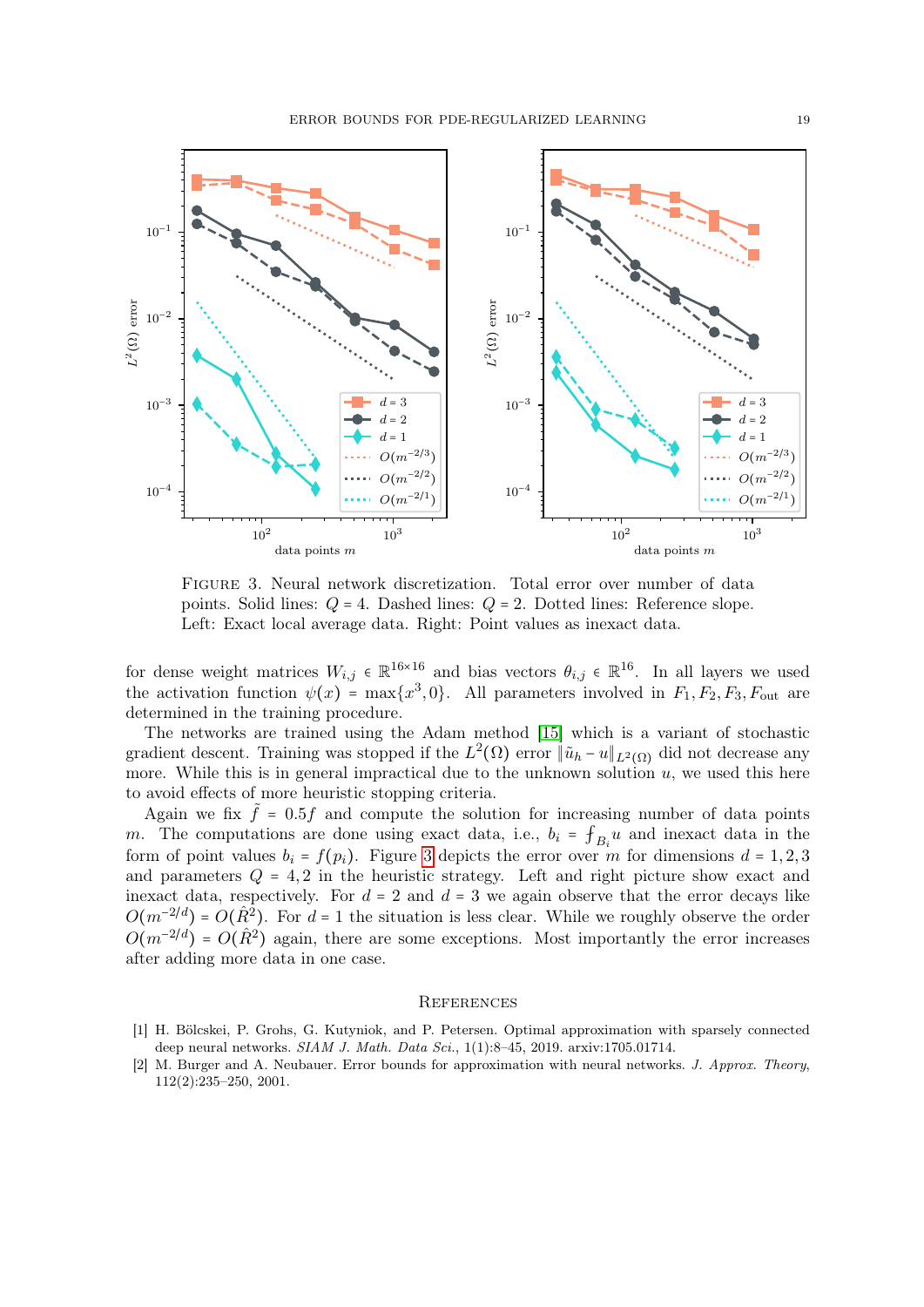FIGURE 3. Neural network discretization. Total error over number of data points. Solid lines: $Q = 4$. Dashed lines: $Q = 2$. Dotted lines: Reference slope. Left: Exact local average data. Right: Point values as inexact data.

for dense weight matrices $W_{i,j} \in \mathbb{R}^{16\times 16}$ and bias vectors $\theta_{i,j} \in \mathbb{R}^{16}$. In all layers we used the activation function $\psi(x) = \max\{x^3, 0\}$. All parameters involved in $F_1, F_2, F_3, F_{\text{out}}$ are determined in the training procedure.

The networks are trained using the Adam method [15] which is a variant of stochastic gradient descent. Training was stopped if the $L^2(\Omega)$ error $\|\tilde{u}_h - u\|_{L^2(\Omega)}$ did not decrease any more. While this is in general impractical due to the unknown solution $u$, we used this here to avoid effects of more heuristic stopping criteria.

Again we fix $\tilde{f} = 0.5f$ and compute the solution for increasing number of data points $m$. The computations are done using exact data, i.e., $b_i = \fint_{B_i} u$ and inexact data in the form of point values $b_i = f(p_i)$. Figure 3 depicts the error over $m$ for dimensions $d = 1, 2, 3$ and parameters $Q = 4, 2$ in the heuristic strategy. Left and right picture show exact and inexact data, respectively. For $d = 2$ and $d = 3$ we again observe that the error decays like $O(m^{-2/d}) = O(\hat{R}^2)$. For $d = 1$ the situation is less clear. While we roughly observe the order $O(m^{-2/d}) = O(\hat{R}^2)$ again, there are some exceptions. Most importantly the error increases after adding more data in one case.

## REFERENCES

[1] H. Bölcskei, P. Grohs, G. Kutyniok, and P. Petersen. Optimal approximation with sparsely connected deep neural networks. *SIAM J. Math. Data Sci.*, 1(1):8–45, 2019. arxiv:1705.01714.

[2] M. Burger and A. Neubauer. Error bounds for approximation with neural networks. *J. Approx. Theory*, 112(2):235–250, 2001.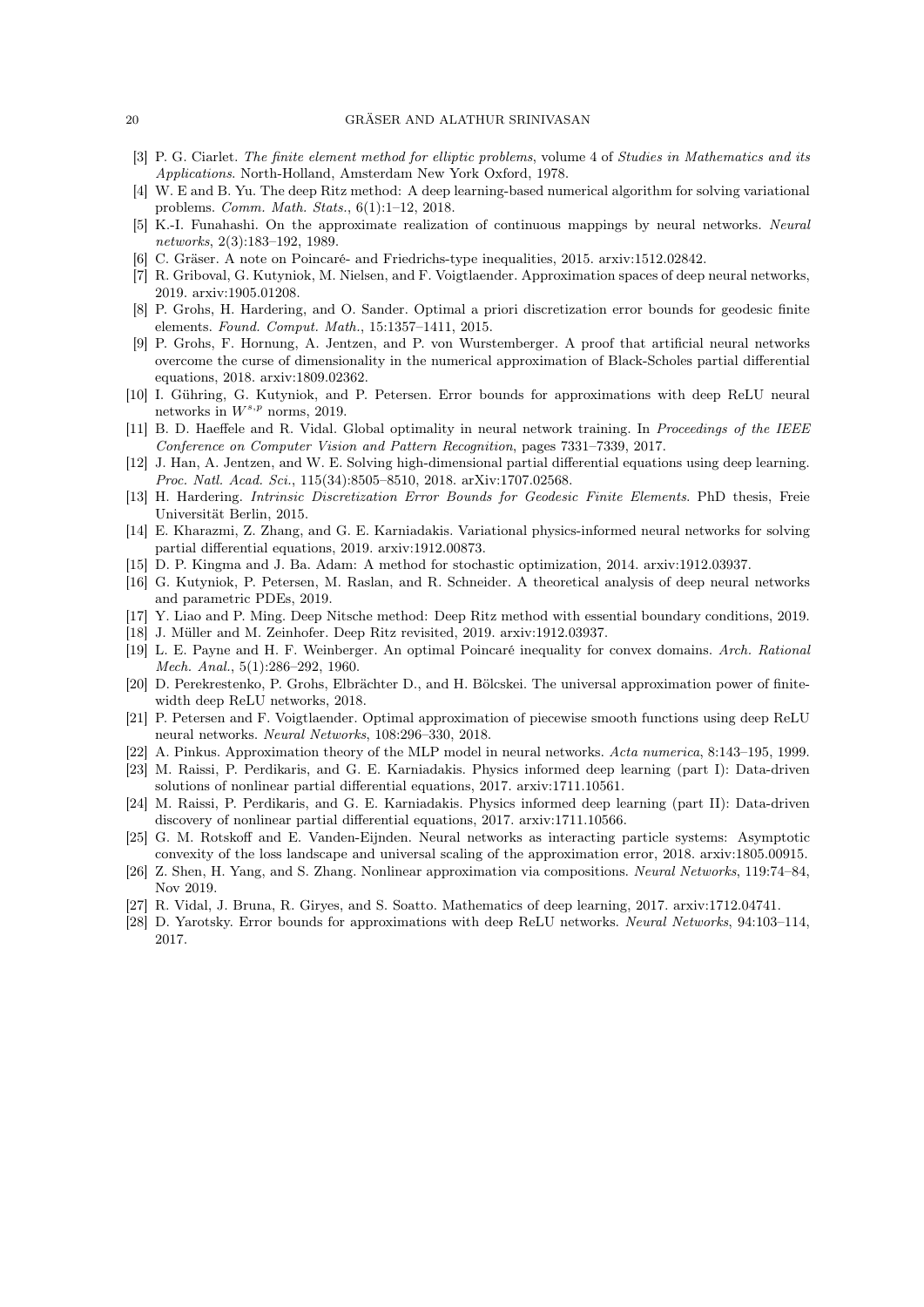[3] P. G. Ciarlet. *The finite element method for elliptic problems*, volume 4 of *Studies in Mathematics and its Applications*. North-Holland, Amsterdam New York Oxford, 1978.

[4] W. E and B. Yu. The deep Ritz method: A deep learning-based numerical algorithm for solving variational problems. *Comm. Math. Stats.*, 6(1):1–12, 2018.

[5] K.-I. Funahashi. On the approximate realization of continuous mappings by neural networks. *Neural networks*, 2(3):183–192, 1989.

[6] C. Gräser. A note on Poincaré- and Friedrichs-type inequalities, 2015. arxiv:1512.02842.

[7] R. Griboval, G. Kutyniok, M. Nielsen, and F. Voigtlaender. Approximation spaces of deep neural networks, 2019. arxiv:1905.01208.

[8] P. Grohs, H. Hardering, and O. Sander. Optimal a priori discretization error bounds for geodesic finite elements. *Found. Comput. Math.*, 15:1357–1411, 2015.

[9] P. Grohs, F. Hornung, A. Jentzen, and P. von Wurstemberger. A proof that artificial neural networks overcome the curse of dimensionality in the numerical approximation of Black-Scholes partial differential equations, 2018. arxiv:1809.02362.

[10] I. Gühring, G. Kutyniok, and P. Petersen. Error bounds for approximations with deep ReLU neural networks in $W^{s,p}$ norms, 2019.

[11] B. D. Haeffele and R. Vidal. Global optimality in neural network training. In *Proceedings of the IEEE Conference on Computer Vision and Pattern Recognition*, pages 7331–7339, 2017.

[12] J. Han, A. Jentzen, and W. E. Solving high-dimensional partial differential equations using deep learning. *Proc. Natl. Acad. Sci.*, 115(34):8505–8510, 2018. arXiv:1707.02568.

[13] H. Hardering. *Intrinsic Discretization Error Bounds for Geodesic Finite Elements*. PhD thesis, Freie Universität Berlin, 2015.

[14] E. Kharazmi, Z. Zhang, and G. E. Karniadakis. Variational physics-informed neural networks for solving partial differential equations, 2019. arxiv:1912.00873.

[15] D. P. Kingma and J. Ba. Adam: A method for stochastic optimization, 2014. arxiv:1912.03937.

[16] G. Kutyniok, P. Petersen, M. Raslan, and R. Schneider. A theoretical analysis of deep neural networks and parametric PDEs, 2019.

[17] Y. Liao and P. Ming. Deep Nitsche method: Deep Ritz method with essential boundary conditions, 2019.

[18] J. Müller and M. Zeinhofer. Deep Ritz revisited, 2019. arxiv:1912.03937.

[19] L. E. Payne and H. F. Weinberger. An optimal Poincaré inequality for convex domains. *Arch. Rational Mech. Anal.*, 5(1):286–292, 1960.

[20] D. Perekrestenko, P. Grohs, Elbrächter D., and H. Bölcskei. The universal approximation power of finite-width deep ReLU networks, 2018.

[21] P. Petersen and F. Voigtlaender. Optimal approximation of piecewise smooth functions using deep ReLU neural networks. *Neural Networks*, 108:296–330, 2018.

[22] A. Pinkus. Approximation theory of the MLP model in neural networks. *Acta numerica*, 8:143–195, 1999.

[23] M. Raissi, P. Perdikaris, and G. E. Karniadakis. Physics informed deep learning (part I): Data-driven solutions of nonlinear partial differential equations, 2017. arxiv:1711.10561.

[24] M. Raissi, P. Perdikaris, and G. E. Karniadakis. Physics informed deep learning (part II): Data-driven discovery of nonlinear partial differential equations, 2017. arxiv:1711.10566.

[25] G. M. Rotskoff and E. Vanden-Eijnden. Neural networks as interacting particle systems: Asymptotic convexity of the loss landscape and universal scaling of the approximation error, 2018. arxiv:1805.00915.

[26] Z. Shen, H. Yang, and S. Zhang. Nonlinear approximation via compositions. *Neural Networks*, 119:74–84, Nov 2019.

[27] R. Vidal, J. Bruna, R. Giryes, and S. Soatto. Mathematics of deep learning, 2017. arxiv:1712.04741.

[28] D. Yarotsky. Error bounds for approximations with deep ReLU networks. *Neural Networks*, 94:103–114, 2017.